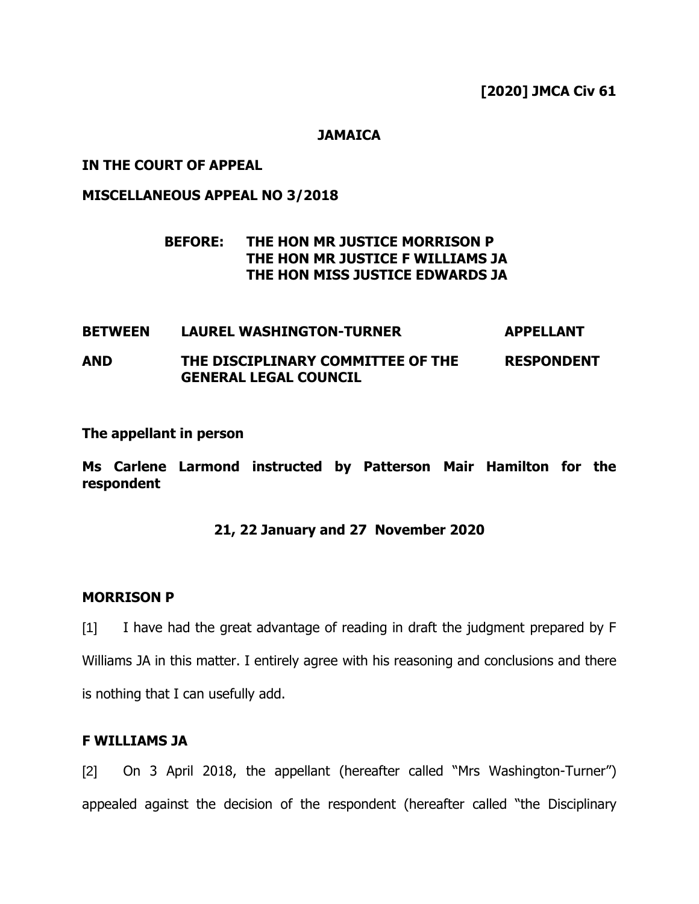**[2020] JMCA Civ 61**

**JAMAICA**

**IN THE COURT OF APPEAL**

**MISCELLANEOUS APPEAL NO 3/2018**

**BEFORE: THE HON MR JUSTICE MORRISON P**
**THE HON MR JUSTICE F WILLIAMS JA**
**THE HON MISS JUSTICE EDWARDS JA**

| | | |
|---|---|---|
| **BETWEEN** | **LAUREL WASHINGTON-TURNER** | **APPELLANT** |
| **AND** | **THE DISCIPLINARY COMMITTEE OF THE GENERAL LEGAL COUNCIL** | **RESPONDENT** |

**The appellant in person**

**Ms Carlene Larmond instructed by Patterson Mair Hamilton for the respondent**

**21, 22 January and 27 November 2020**

**MORRISON P**

[1] I have had the great advantage of reading in draft the judgment prepared by F Williams JA in this matter. I entirely agree with his reasoning and conclusions and there is nothing that I can usefully add.

**F WILLIAMS JA**

[2] On 3 April 2018, the appellant (hereafter called "Mrs Washington-Turner") appealed against the decision of the respondent (hereafter called "the Disciplinary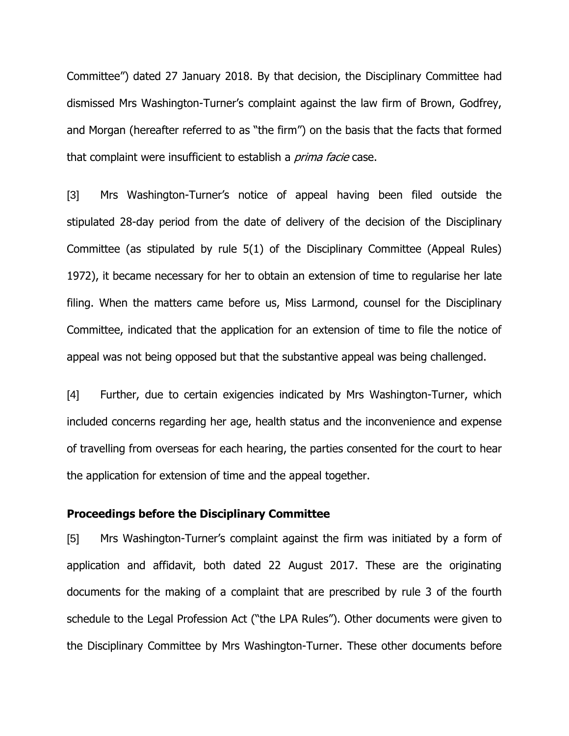Committee") dated 27 January 2018. By that decision, the Disciplinary Committee had dismissed Mrs Washington-Turner's complaint against the law firm of Brown, Godfrey, and Morgan (hereafter referred to as "the firm") on the basis that the facts that formed that complaint were insufficient to establish a *prima facie* case.

[3] Mrs Washington-Turner's notice of appeal having been filed outside the stipulated 28-day period from the date of delivery of the decision of the Disciplinary Committee (as stipulated by rule 5(1) of the Disciplinary Committee (Appeal Rules) 1972), it became necessary for her to obtain an extension of time to regularise her late filing. When the matters came before us, Miss Larmond, counsel for the Disciplinary Committee, indicated that the application for an extension of time to file the notice of appeal was not being opposed but that the substantive appeal was being challenged.

[4] Further, due to certain exigencies indicated by Mrs Washington-Turner, which included concerns regarding her age, health status and the inconvenience and expense of travelling from overseas for each hearing, the parties consented for the court to hear the application for extension of time and the appeal together.

**Proceedings before the Disciplinary Committee**

[5] Mrs Washington-Turner's complaint against the firm was initiated by a form of application and affidavit, both dated 22 August 2017. These are the originating documents for the making of a complaint that are prescribed by rule 3 of the fourth schedule to the Legal Profession Act ("the LPA Rules"). Other documents were given to the Disciplinary Committee by Mrs Washington-Turner. These other documents before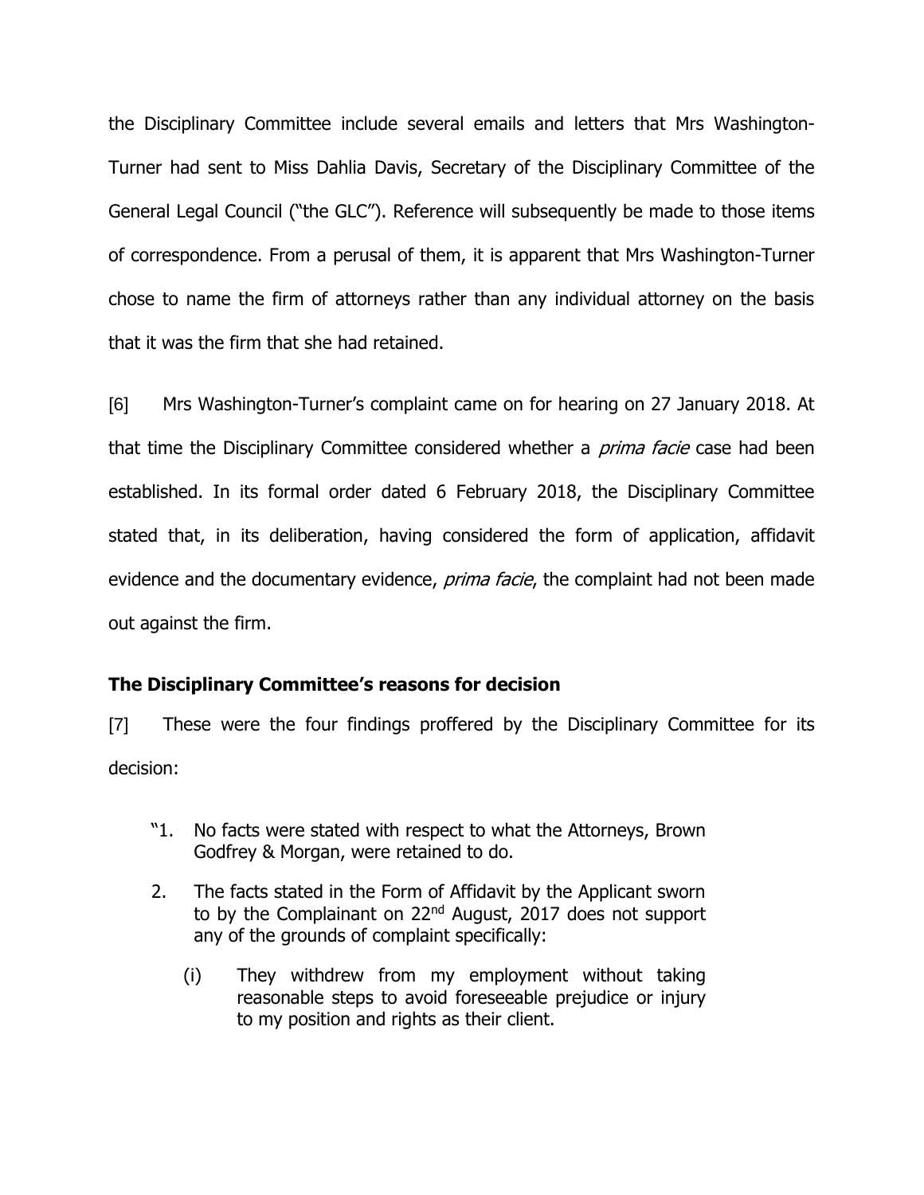the Disciplinary Committee include several emails and letters that Mrs Washington-Turner had sent to Miss Dahlia Davis, Secretary of the Disciplinary Committee of the General Legal Council ("the GLC"). Reference will subsequently be made to those items of correspondence. From a perusal of them, it is apparent that Mrs Washington-Turner chose to name the firm of attorneys rather than any individual attorney on the basis that it was the firm that she had retained.

[6] Mrs Washington-Turner's complaint came on for hearing on 27 January 2018. At that time the Disciplinary Committee considered whether a *prima facie* case had been established. In its formal order dated 6 February 2018, the Disciplinary Committee stated that, in its deliberation, having considered the form of application, affidavit evidence and the documentary evidence, *prima facie*, the complaint had not been made out against the firm.

### The Disciplinary Committee's reasons for decision

[7] These were the four findings proffered by the Disciplinary Committee for its decision:

> "1. No facts were stated with respect to what the Attorneys, Brown Godfrey & Morgan, were retained to do.
>
> 2. The facts stated in the Form of Affidavit by the Applicant sworn to by the Complainant on 22nd August, 2017 does not support any of the grounds of complaint specifically:
>
>    (i) They withdrew from my employment without taking reasonable steps to avoid foreseeable prejudice or injury to my position and rights as their client.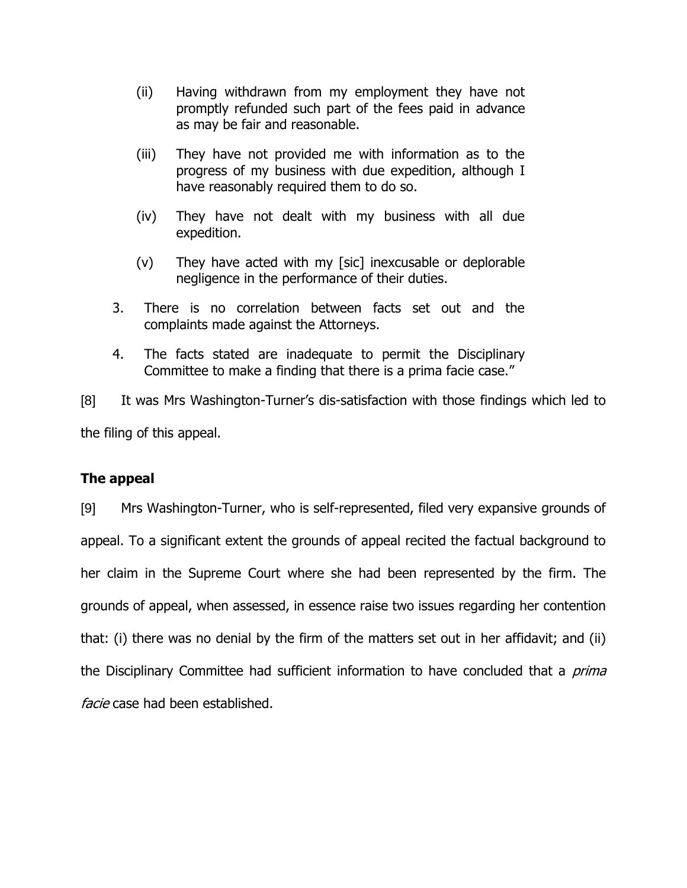(ii) Having withdrawn from my employment they have not promptly refunded such part of the fees paid in advance as may be fair and reasonable.

(iii) They have not provided me with information as to the progress of my business with due expedition, although I have reasonably required them to do so.

(iv) They have not dealt with my business with all due expedition.

(v) They have acted with my [sic] inexcusable or deplorable negligence in the performance of their duties.

3. There is no correlation between facts set out and the complaints made against the Attorneys.

4. The facts stated are inadequate to permit the Disciplinary Committee to make a finding that there is a prima facie case."

[8] It was Mrs Washington-Turner's dis-satisfaction with those findings which led to the filing of this appeal.

**The appeal**

[9] Mrs Washington-Turner, who is self-represented, filed very expansive grounds of appeal. To a significant extent the grounds of appeal recited the factual background to her claim in the Supreme Court where she had been represented by the firm. The grounds of appeal, when assessed, in essence raise two issues regarding her contention that: (i) there was no denial by the firm of the matters set out in her affidavit; and (ii) the Disciplinary Committee had sufficient information to have concluded that a *prima facie* case had been established.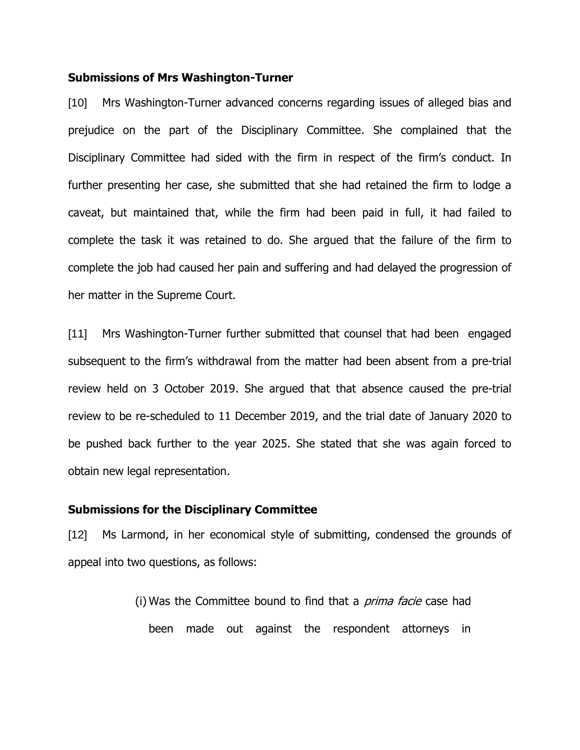**Submissions of Mrs Washington-Turner**

[10] Mrs Washington-Turner advanced concerns regarding issues of alleged bias and prejudice on the part of the Disciplinary Committee. She complained that the Disciplinary Committee had sided with the firm in respect of the firm's conduct. In further presenting her case, she submitted that she had retained the firm to lodge a caveat, but maintained that, while the firm had been paid in full, it had failed to complete the task it was retained to do. She argued that the failure of the firm to complete the job had caused her pain and suffering and had delayed the progression of her matter in the Supreme Court.

[11] Mrs Washington-Turner further submitted that counsel that had been engaged subsequent to the firm's withdrawal from the matter had been absent from a pre-trial review held on 3 October 2019. She argued that that absence caused the pre-trial review to be re-scheduled to 11 December 2019, and the trial date of January 2020 to be pushed back further to the year 2025. She stated that she was again forced to obtain new legal representation.

**Submissions for the Disciplinary Committee**

[12] Ms Larmond, in her economical style of submitting, condensed the grounds of appeal into two questions, as follows:

> (i) Was the Committee bound to find that a *prima facie* case had been made out against the respondent attorneys in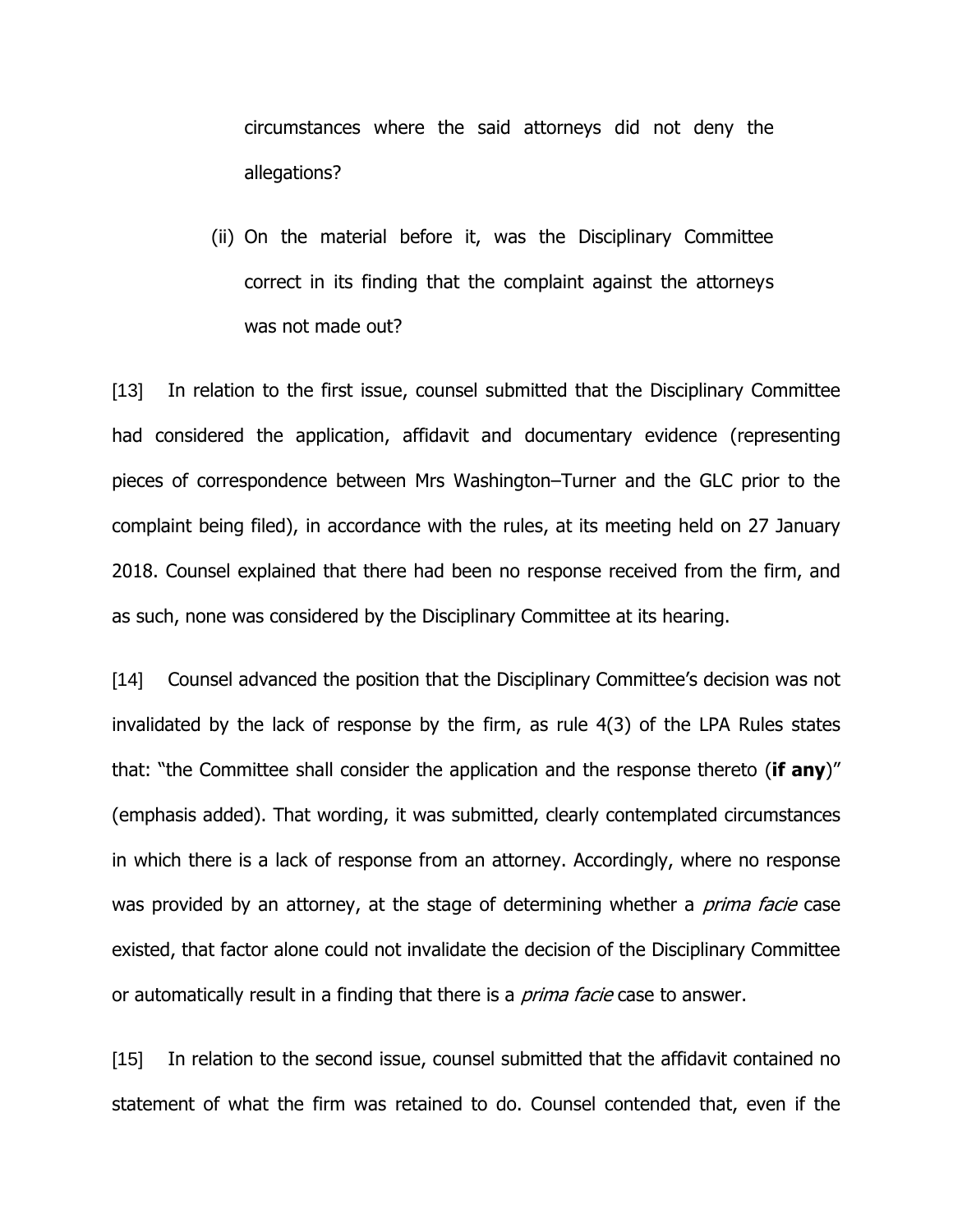circumstances where the said attorneys did not deny the allegations?

(ii) On the material before it, was the Disciplinary Committee correct in its finding that the complaint against the attorneys was not made out?

[13] In relation to the first issue, counsel submitted that the Disciplinary Committee had considered the application, affidavit and documentary evidence (representing pieces of correspondence between Mrs Washington–Turner and the GLC prior to the complaint being filed), in accordance with the rules, at its meeting held on 27 January 2018. Counsel explained that there had been no response received from the firm, and as such, none was considered by the Disciplinary Committee at its hearing.

[14] Counsel advanced the position that the Disciplinary Committee's decision was not invalidated by the lack of response by the firm, as rule 4(3) of the LPA Rules states that: "the Committee shall consider the application and the response thereto (**if any**)" (emphasis added). That wording, it was submitted, clearly contemplated circumstances in which there is a lack of response from an attorney. Accordingly, where no response was provided by an attorney, at the stage of determining whether a *prima facie* case existed, that factor alone could not invalidate the decision of the Disciplinary Committee or automatically result in a finding that there is a *prima facie* case to answer.

[15] In relation to the second issue, counsel submitted that the affidavit contained no statement of what the firm was retained to do. Counsel contended that, even if the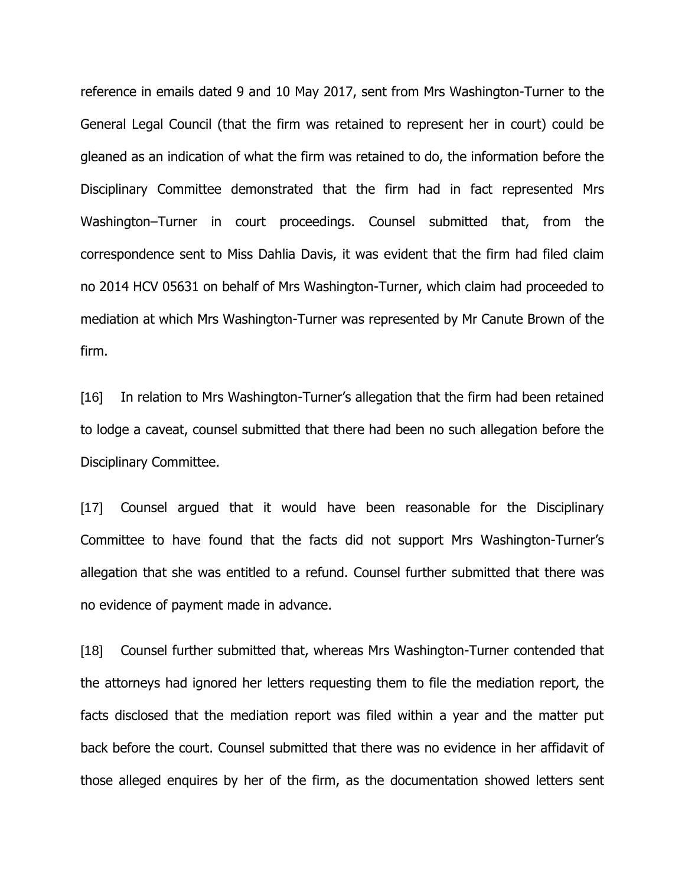reference in emails dated 9 and 10 May 2017, sent from Mrs Washington-Turner to the General Legal Council (that the firm was retained to represent her in court) could be gleaned as an indication of what the firm was retained to do, the information before the Disciplinary Committee demonstrated that the firm had in fact represented Mrs Washington–Turner in court proceedings. Counsel submitted that, from the correspondence sent to Miss Dahlia Davis, it was evident that the firm had filed claim no 2014 HCV 05631 on behalf of Mrs Washington-Turner, which claim had proceeded to mediation at which Mrs Washington-Turner was represented by Mr Canute Brown of the firm.

[16] In relation to Mrs Washington-Turner's allegation that the firm had been retained to lodge a caveat, counsel submitted that there had been no such allegation before the Disciplinary Committee.

[17] Counsel argued that it would have been reasonable for the Disciplinary Committee to have found that the facts did not support Mrs Washington-Turner's allegation that she was entitled to a refund. Counsel further submitted that there was no evidence of payment made in advance.

[18] Counsel further submitted that, whereas Mrs Washington-Turner contended that the attorneys had ignored her letters requesting them to file the mediation report, the facts disclosed that the mediation report was filed within a year and the matter put back before the court. Counsel submitted that there was no evidence in her affidavit of those alleged enquires by her of the firm, as the documentation showed letters sent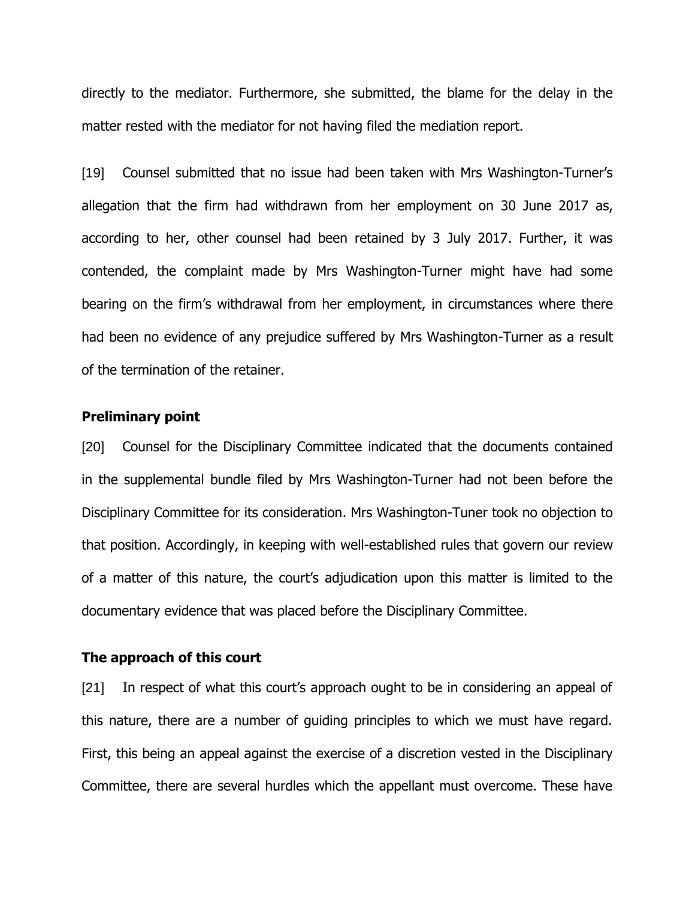directly to the mediator. Furthermore, she submitted, the blame for the delay in the matter rested with the mediator for not having filed the mediation report.

[19] Counsel submitted that no issue had been taken with Mrs Washington-Turner's allegation that the firm had withdrawn from her employment on 30 June 2017 as, according to her, other counsel had been retained by 3 July 2017. Further, it was contended, the complaint made by Mrs Washington-Turner might have had some bearing on the firm's withdrawal from her employment, in circumstances where there had been no evidence of any prejudice suffered by Mrs Washington-Turner as a result of the termination of the retainer.

**Preliminary point**

[20] Counsel for the Disciplinary Committee indicated that the documents contained in the supplemental bundle filed by Mrs Washington-Turner had not been before the Disciplinary Committee for its consideration. Mrs Washington-Tuner took no objection to that position. Accordingly, in keeping with well-established rules that govern our review of a matter of this nature, the court's adjudication upon this matter is limited to the documentary evidence that was placed before the Disciplinary Committee.

**The approach of this court**

[21] In respect of what this court's approach ought to be in considering an appeal of this nature, there are a number of guiding principles to which we must have regard. First, this being an appeal against the exercise of a discretion vested in the Disciplinary Committee, there are several hurdles which the appellant must overcome. These have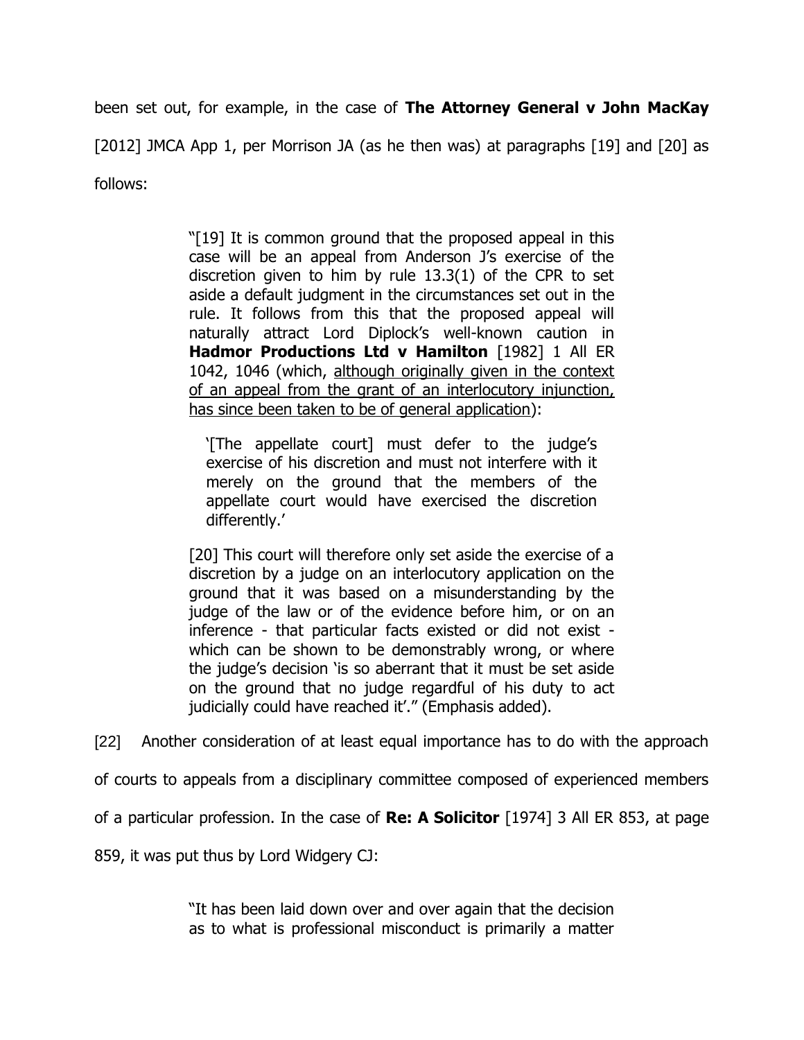been set out, for example, in the case of **The Attorney General v John MacKay** [2012] JMCA App 1, per Morrison JA (as he then was) at paragraphs [19] and [20] as follows:

> "[19] It is common ground that the proposed appeal in this case will be an appeal from Anderson J's exercise of the discretion given to him by rule 13.3(1) of the CPR to set aside a default judgment in the circumstances set out in the rule. It follows from this that the proposed appeal will naturally attract Lord Diplock's well-known caution in **Hadmor Productions Ltd v Hamilton** [1982] 1 All ER 1042, 1046 (which, <u>although originally given in the context of an appeal from the grant of an interlocutory injunction, has since been taken to be of general application</u>):
>
> > '[The appellate court] must defer to the judge's exercise of his discretion and must not interfere with it merely on the ground that the members of the appellate court would have exercised the discretion differently.'
>
> [20] This court will therefore only set aside the exercise of a discretion by a judge on an interlocutory application on the ground that it was based on a misunderstanding by the judge of the law or of the evidence before him, or on an inference - that particular facts existed or did not exist - which can be shown to be demonstrably wrong, or where the judge's decision 'is so aberrant that it must be set aside on the ground that no judge regardful of his duty to act judicially could have reached it'." (Emphasis added).

[22] Another consideration of at least equal importance has to do with the approach of courts to appeals from a disciplinary committee composed of experienced members of a particular profession. In the case of **Re: A Solicitor** [1974] 3 All ER 853, at page 859, it was put thus by Lord Widgery CJ:

> "It has been laid down over and over again that the decision as to what is professional misconduct is primarily a matter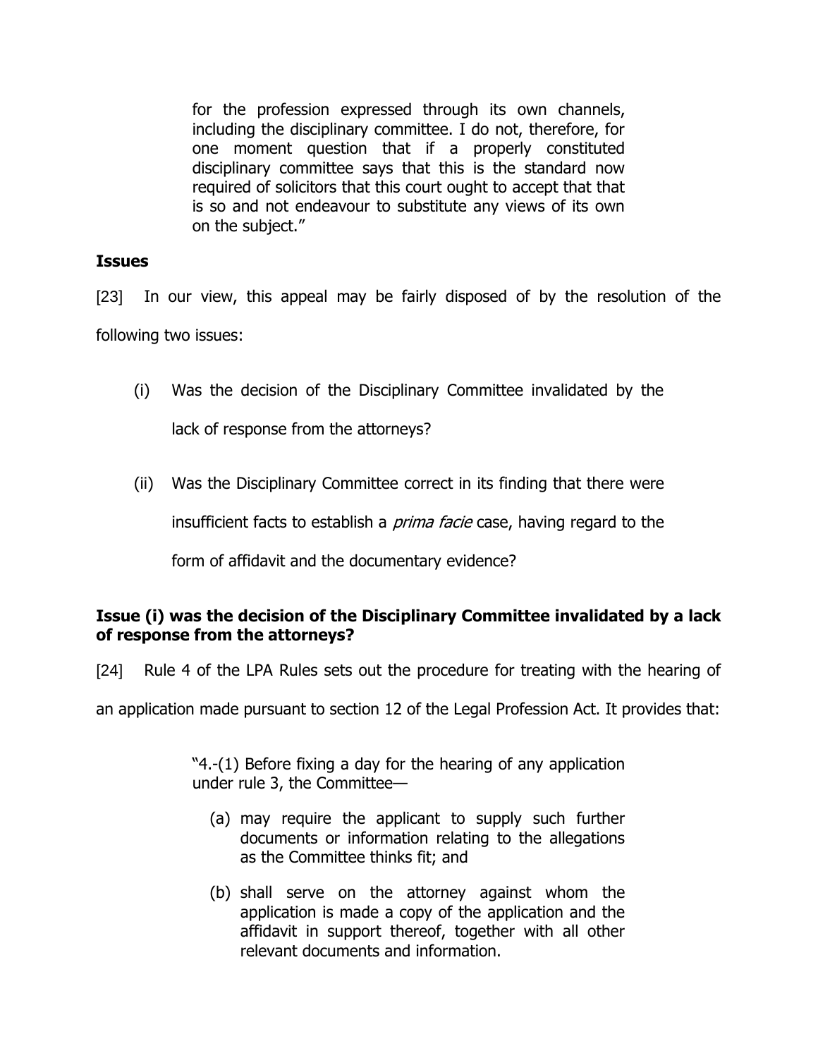> for the profession expressed through its own channels, including the disciplinary committee. I do not, therefore, for one moment question that if a properly constituted disciplinary committee says that this is the standard now required of solicitors that this court ought to accept that that is so and not endeavour to substitute any views of its own on the subject."

**Issues**

[23] In our view, this appeal may be fairly disposed of by the resolution of the following two issues:

(i) Was the decision of the Disciplinary Committee invalidated by the lack of response from the attorneys?

(ii) Was the Disciplinary Committee correct in its finding that there were insufficient facts to establish a *prima facie* case, having regard to the form of affidavit and the documentary evidence?

**Issue (i) was the decision of the Disciplinary Committee invalidated by a lack of response from the attorneys?**

[24] Rule 4 of the LPA Rules sets out the procedure for treating with the hearing of an application made pursuant to section 12 of the Legal Profession Act. It provides that:

> "4.-(1) Before fixing a day for the hearing of any application under rule 3, the Committee—
>
> (a) may require the applicant to supply such further documents or information relating to the allegations as the Committee thinks fit; and
>
> (b) shall serve on the attorney against whom the application is made a copy of the application and the affidavit in support thereof, together with all other relevant documents and information.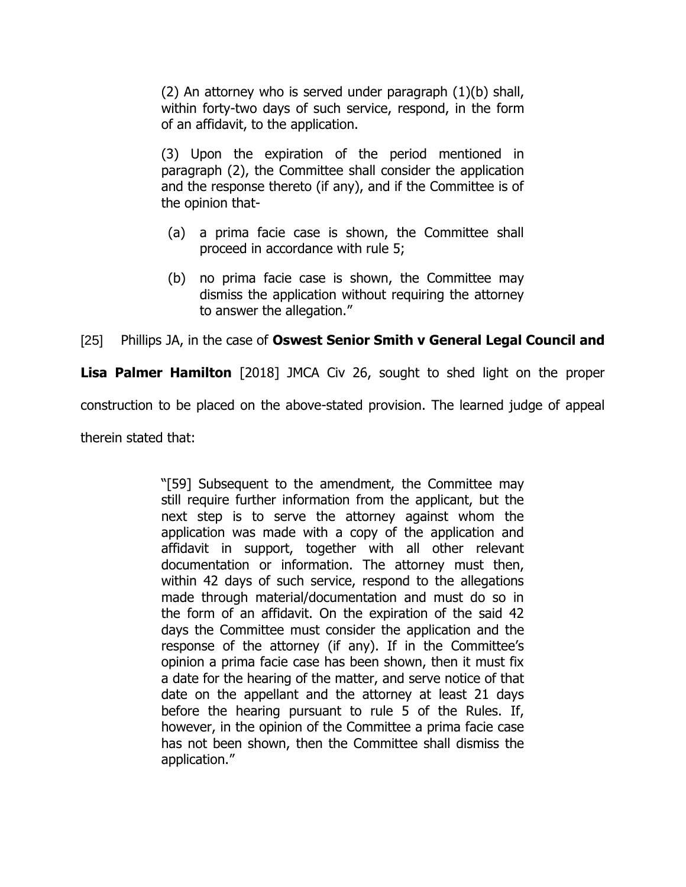> (2) An attorney who is served under paragraph (1)(b) shall, within forty-two days of such service, respond, in the form of an affidavit, to the application.
>
> (3) Upon the expiration of the period mentioned in paragraph (2), the Committee shall consider the application and the response thereto (if any), and if the Committee is of the opinion that-
>
> (a) a prima facie case is shown, the Committee shall proceed in accordance with rule 5;
>
> (b) no prima facie case is shown, the Committee may dismiss the application without requiring the attorney to answer the allegation."

[25] Phillips JA, in the case of **Oswest Senior Smith v General Legal Council and Lisa Palmer Hamilton** [2018] JMCA Civ 26, sought to shed light on the proper construction to be placed on the above-stated provision. The learned judge of appeal therein stated that:

> "[59] Subsequent to the amendment, the Committee may still require further information from the applicant, but the next step is to serve the attorney against whom the application was made with a copy of the application and affidavit in support, together with all other relevant documentation or information. The attorney must then, within 42 days of such service, respond to the allegations made through material/documentation and must do so in the form of an affidavit. On the expiration of the said 42 days the Committee must consider the application and the response of the attorney (if any). If in the Committee's opinion a prima facie case has been shown, then it must fix a date for the hearing of the matter, and serve notice of that date on the appellant and the attorney at least 21 days before the hearing pursuant to rule 5 of the Rules. If, however, in the opinion of the Committee a prima facie case has not been shown, then the Committee shall dismiss the application."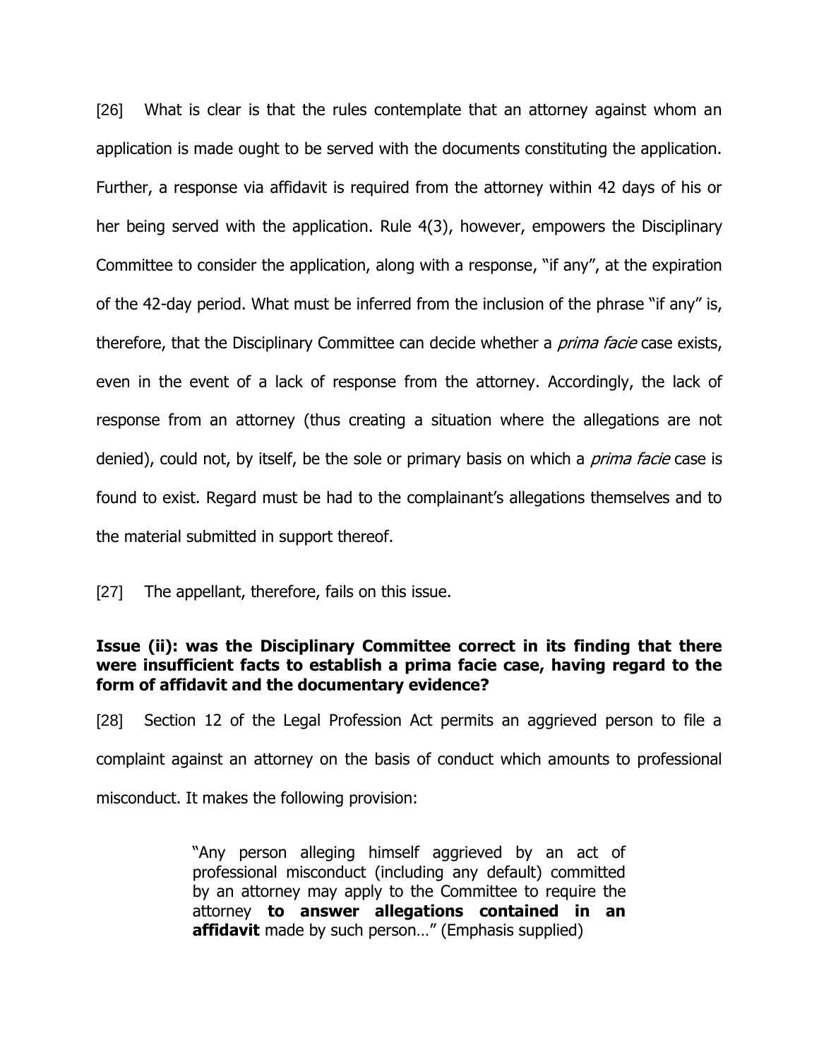[26] What is clear is that the rules contemplate that an attorney against whom an application is made ought to be served with the documents constituting the application. Further, a response via affidavit is required from the attorney within 42 days of his or her being served with the application. Rule 4(3), however, empowers the Disciplinary Committee to consider the application, along with a response, "if any", at the expiration of the 42-day period. What must be inferred from the inclusion of the phrase "if any" is, therefore, that the Disciplinary Committee can decide whether a *prima facie* case exists, even in the event of a lack of response from the attorney. Accordingly, the lack of response from an attorney (thus creating a situation where the allegations are not denied), could not, by itself, be the sole or primary basis on which a *prima facie* case is found to exist. Regard must be had to the complainant's allegations themselves and to the material submitted in support thereof.

[27] The appellant, therefore, fails on this issue.

**Issue (ii): was the Disciplinary Committee correct in its finding that there were insufficient facts to establish a prima facie case, having regard to the form of affidavit and the documentary evidence?**

[28] Section 12 of the Legal Profession Act permits an aggrieved person to file a complaint against an attorney on the basis of conduct which amounts to professional misconduct. It makes the following provision:

> "Any person alleging himself aggrieved by an act of professional misconduct (including any default) committed by an attorney may apply to the Committee to require the attorney **to answer allegations contained in an affidavit** made by such person…" (Emphasis supplied)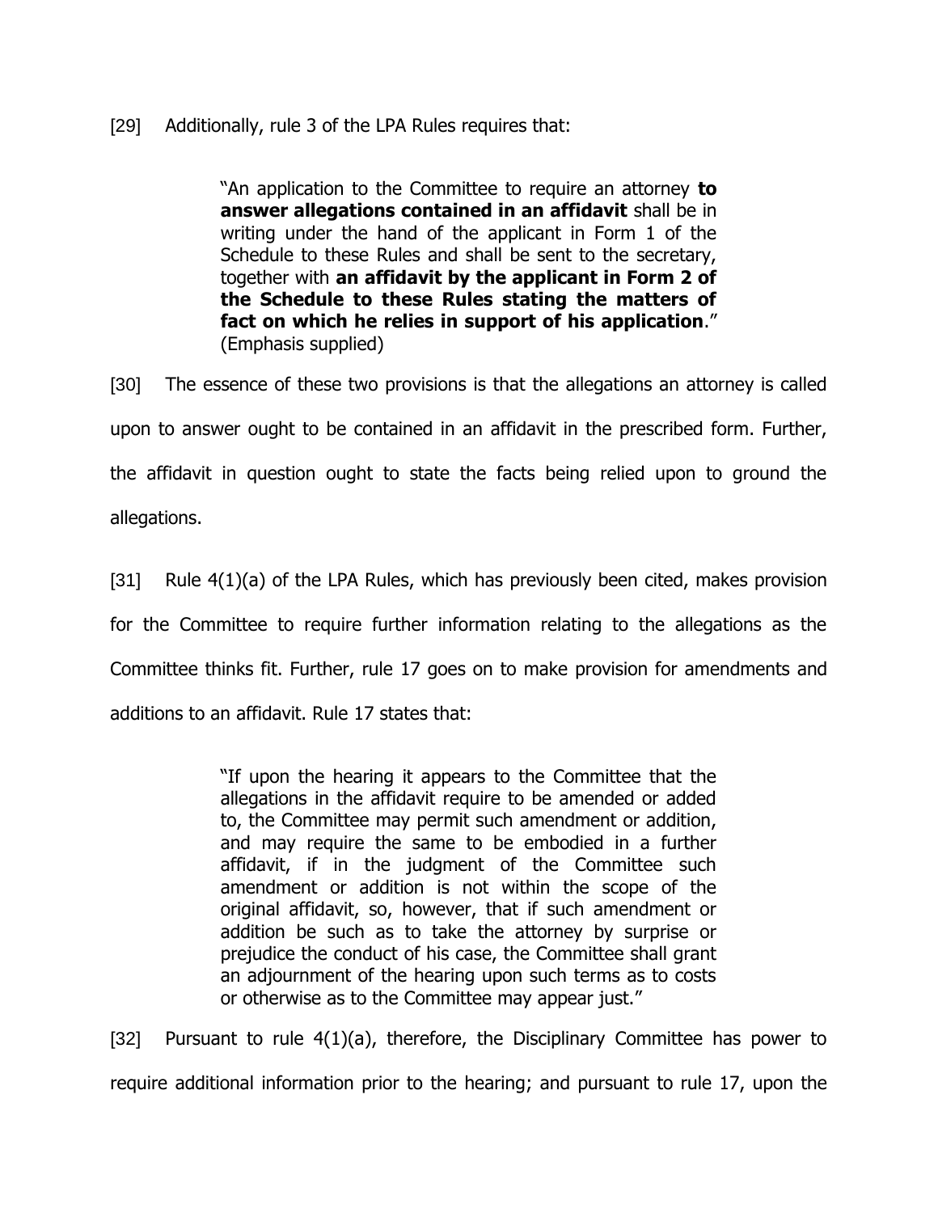[29] Additionally, rule 3 of the LPA Rules requires that:

> "An application to the Committee to require an attorney **to answer allegations contained in an affidavit** shall be in writing under the hand of the applicant in Form 1 of the Schedule to these Rules and shall be sent to the secretary, together with **an affidavit by the applicant in Form 2 of the Schedule to these Rules stating the matters of fact on which he relies in support of his application**." (Emphasis supplied)

[30] The essence of these two provisions is that the allegations an attorney is called upon to answer ought to be contained in an affidavit in the prescribed form. Further, the affidavit in question ought to state the facts being relied upon to ground the allegations.

[31] Rule 4(1)(a) of the LPA Rules, which has previously been cited, makes provision for the Committee to require further information relating to the allegations as the Committee thinks fit. Further, rule 17 goes on to make provision for amendments and additions to an affidavit. Rule 17 states that:

> "If upon the hearing it appears to the Committee that the allegations in the affidavit require to be amended or added to, the Committee may permit such amendment or addition, and may require the same to be embodied in a further affidavit, if in the judgment of the Committee such amendment or addition is not within the scope of the original affidavit, so, however, that if such amendment or addition be such as to take the attorney by surprise or prejudice the conduct of his case, the Committee shall grant an adjournment of the hearing upon such terms as to costs or otherwise as to the Committee may appear just."

[32] Pursuant to rule 4(1)(a), therefore, the Disciplinary Committee has power to require additional information prior to the hearing; and pursuant to rule 17, upon the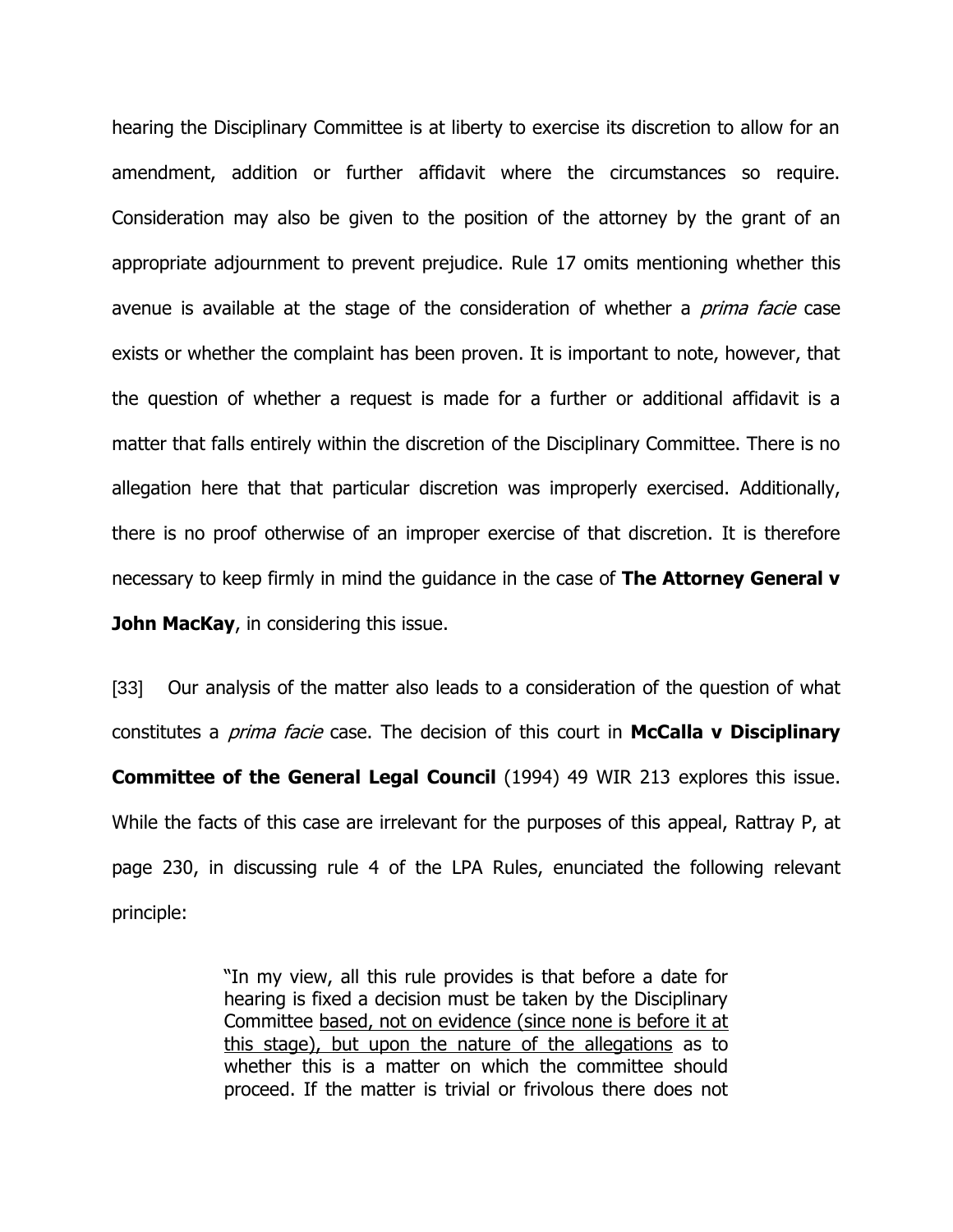hearing the Disciplinary Committee is at liberty to exercise its discretion to allow for an amendment, addition or further affidavit where the circumstances so require. Consideration may also be given to the position of the attorney by the grant of an appropriate adjournment to prevent prejudice. Rule 17 omits mentioning whether this avenue is available at the stage of the consideration of whether a *prima facie* case exists or whether the complaint has been proven. It is important to note, however, that the question of whether a request is made for a further or additional affidavit is a matter that falls entirely within the discretion of the Disciplinary Committee. There is no allegation here that that particular discretion was improperly exercised. Additionally, there is no proof otherwise of an improper exercise of that discretion. It is therefore necessary to keep firmly in mind the guidance in the case of **The Attorney General v John MacKay**, in considering this issue.

[33] Our analysis of the matter also leads to a consideration of the question of what constitutes a *prima facie* case. The decision of this court in **McCalla v Disciplinary Committee of the General Legal Council** (1994) 49 WIR 213 explores this issue. While the facts of this case are irrelevant for the purposes of this appeal, Rattray P, at page 230, in discussing rule 4 of the LPA Rules, enunciated the following relevant principle:

> "In my view, all this rule provides is that before a date for hearing is fixed a decision must be taken by the Disciplinary Committee <u>based, not on evidence (since none is before it at this stage), but upon the nature of the allegations</u> as to whether this is a matter on which the committee should proceed. If the matter is trivial or frivolous there does not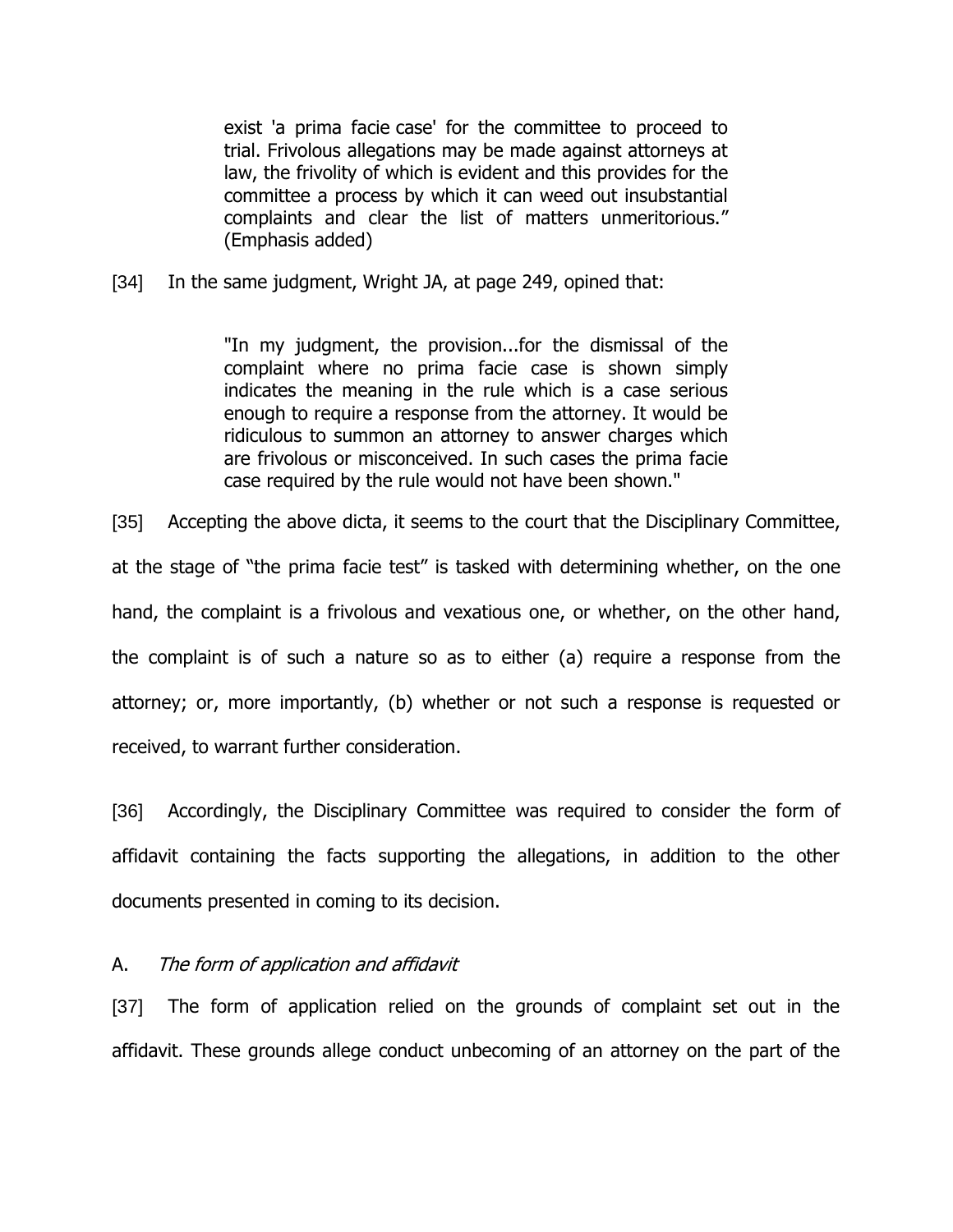> exist 'a prima facie case' for the committee to proceed to trial. Frivolous allegations may be made against attorneys at law, the frivolity of which is evident and this provides for the committee a process by which it can weed out insubstantial complaints and clear the list of matters unmeritorious." (Emphasis added)

[34] In the same judgment, Wright JA, at page 249, opined that:

> "In my judgment, the provision...for the dismissal of the complaint where no prima facie case is shown simply indicates the meaning in the rule which is a case serious enough to require a response from the attorney. It would be ridiculous to summon an attorney to answer charges which are frivolous or misconceived. In such cases the prima facie case required by the rule would not have been shown."

[35] Accepting the above dicta, it seems to the court that the Disciplinary Committee, at the stage of "the prima facie test" is tasked with determining whether, on the one hand, the complaint is a frivolous and vexatious one, or whether, on the other hand, the complaint is of such a nature so as to either (a) require a response from the attorney; or, more importantly, (b) whether or not such a response is requested or received, to warrant further consideration.

[36] Accordingly, the Disciplinary Committee was required to consider the form of affidavit containing the facts supporting the allegations, in addition to the other documents presented in coming to its decision.

A. *The form of application and affidavit*

[37] The form of application relied on the grounds of complaint set out in the affidavit. These grounds allege conduct unbecoming of an attorney on the part of the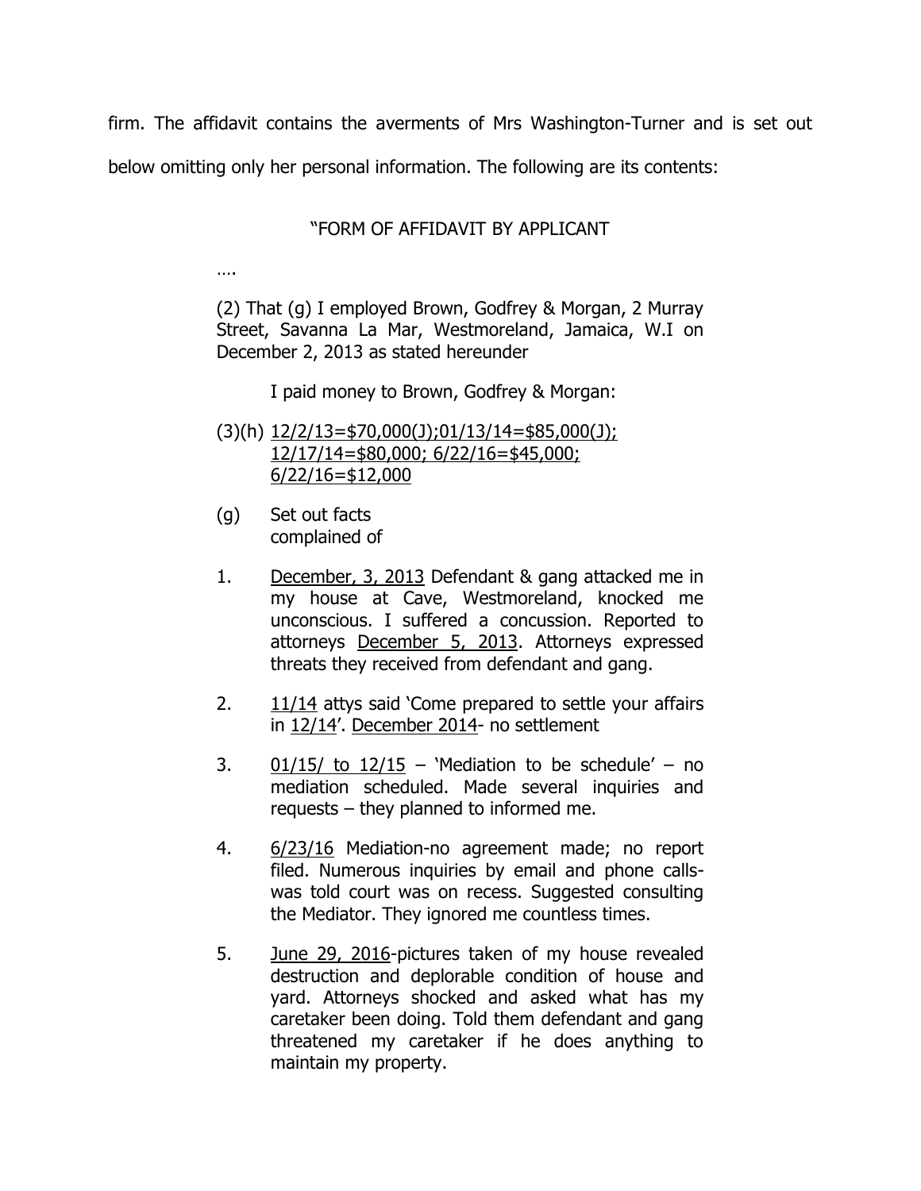firm. The affidavit contains the averments of Mrs Washington-Turner and is set out below omitting only her personal information. The following are its contents:

"FORM OF AFFIDAVIT BY APPLICANT

….

(2) That (g) I employed Brown, Godfrey & Morgan, 2 Murray Street, Savanna La Mar, Westmoreland, Jamaica, W.I on December 2, 2013 as stated hereunder

I paid money to Brown, Godfrey & Morgan:

(3)(h) 12/2/13=$70,000(J);01/13/14=$85,000(J); 12/17/14=$80,000; 6/22/16=$45,000; 6/22/16=$12,000

(g) Set out facts complained of

1. December, 3, 2013 Defendant & gang attacked me in my house at Cave, Westmoreland, knocked me unconscious. I suffered a concussion. Reported to attorneys December 5, 2013. Attorneys expressed threats they received from defendant and gang.

2. 11/14 attys said 'Come prepared to settle your affairs in 12/14'. December 2014- no settlement

3. 01/15/ to 12/15 – 'Mediation to be schedule' – no mediation scheduled. Made several inquiries and requests – they planned to informed me.

4. 6/23/16 Mediation-no agreement made; no report filed. Numerous inquiries by email and phone calls- was told court was on recess. Suggested consulting the Mediator. They ignored me countless times.

5. June 29, 2016-pictures taken of my house revealed destruction and deplorable condition of house and yard. Attorneys shocked and asked what has my caretaker been doing. Told them defendant and gang threatened my caretaker if he does anything to maintain my property.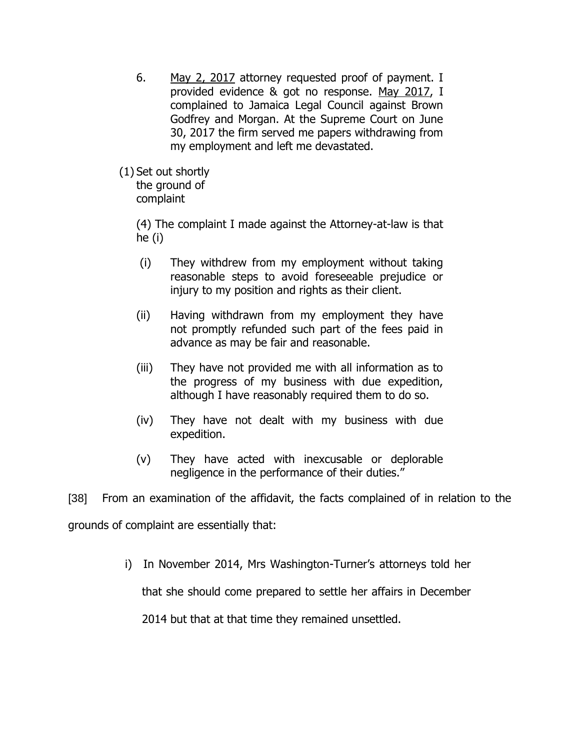6. May 2, 2017 attorney requested proof of payment. I provided evidence & got no response. May 2017, I complained to Jamaica Legal Council against Brown Godfrey and Morgan. At the Supreme Court on June 30, 2017 the firm served me papers withdrawing from my employment and left me devastated.

(1) Set out shortly the ground of complaint

(4) The complaint I made against the Attorney-at-law is that he (i)

(i) They withdrew from my employment without taking reasonable steps to avoid foreseeable prejudice or injury to my position and rights as their client.

(ii) Having withdrawn from my employment they have not promptly refunded such part of the fees paid in advance as may be fair and reasonable.

(iii) They have not provided me with all information as to the progress of my business with due expedition, although I have reasonably required them to do so.

(iv) They have not dealt with my business with due expedition.

(v) They have acted with inexcusable or deplorable negligence in the performance of their duties."

[38] From an examination of the affidavit, the facts complained of in relation to the grounds of complaint are essentially that:

i) In November 2014, Mrs Washington-Turner's attorneys told her that she should come prepared to settle her affairs in December 2014 but that at that time they remained unsettled.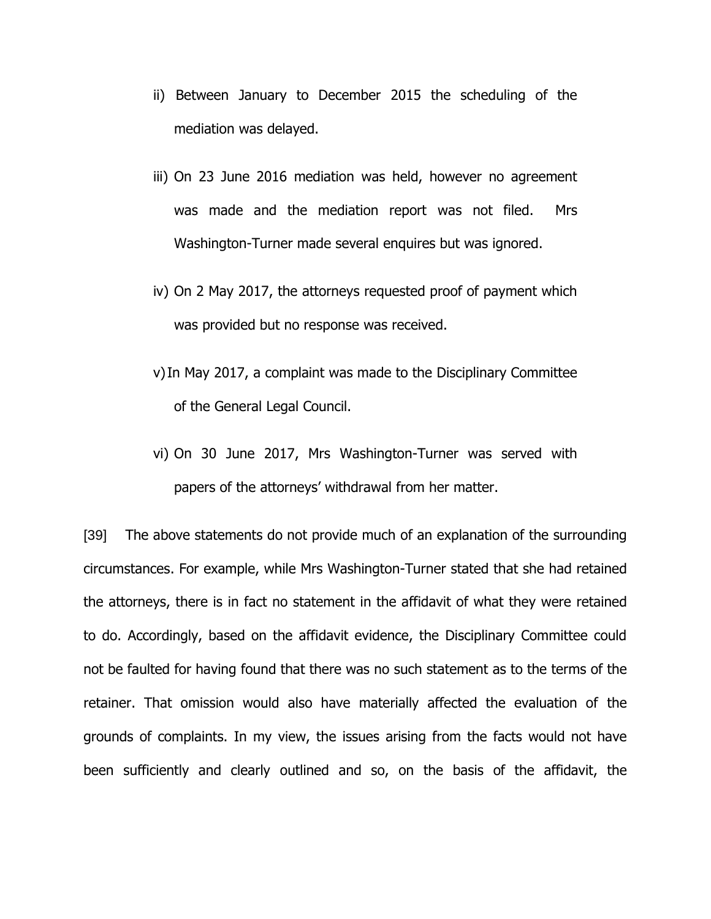ii) Between January to December 2015 the scheduling of the mediation was delayed.

iii) On 23 June 2016 mediation was held, however no agreement was made and the mediation report was not filed. Mrs Washington-Turner made several enquires but was ignored.

iv) On 2 May 2017, the attorneys requested proof of payment which was provided but no response was received.

v) In May 2017, a complaint was made to the Disciplinary Committee of the General Legal Council.

vi) On 30 June 2017, Mrs Washington-Turner was served with papers of the attorneys' withdrawal from her matter.

[39] The above statements do not provide much of an explanation of the surrounding circumstances. For example, while Mrs Washington-Turner stated that she had retained the attorneys, there is in fact no statement in the affidavit of what they were retained to do. Accordingly, based on the affidavit evidence, the Disciplinary Committee could not be faulted for having found that there was no such statement as to the terms of the retainer. That omission would also have materially affected the evaluation of the grounds of complaints. In my view, the issues arising from the facts would not have been sufficiently and clearly outlined and so, on the basis of the affidavit, the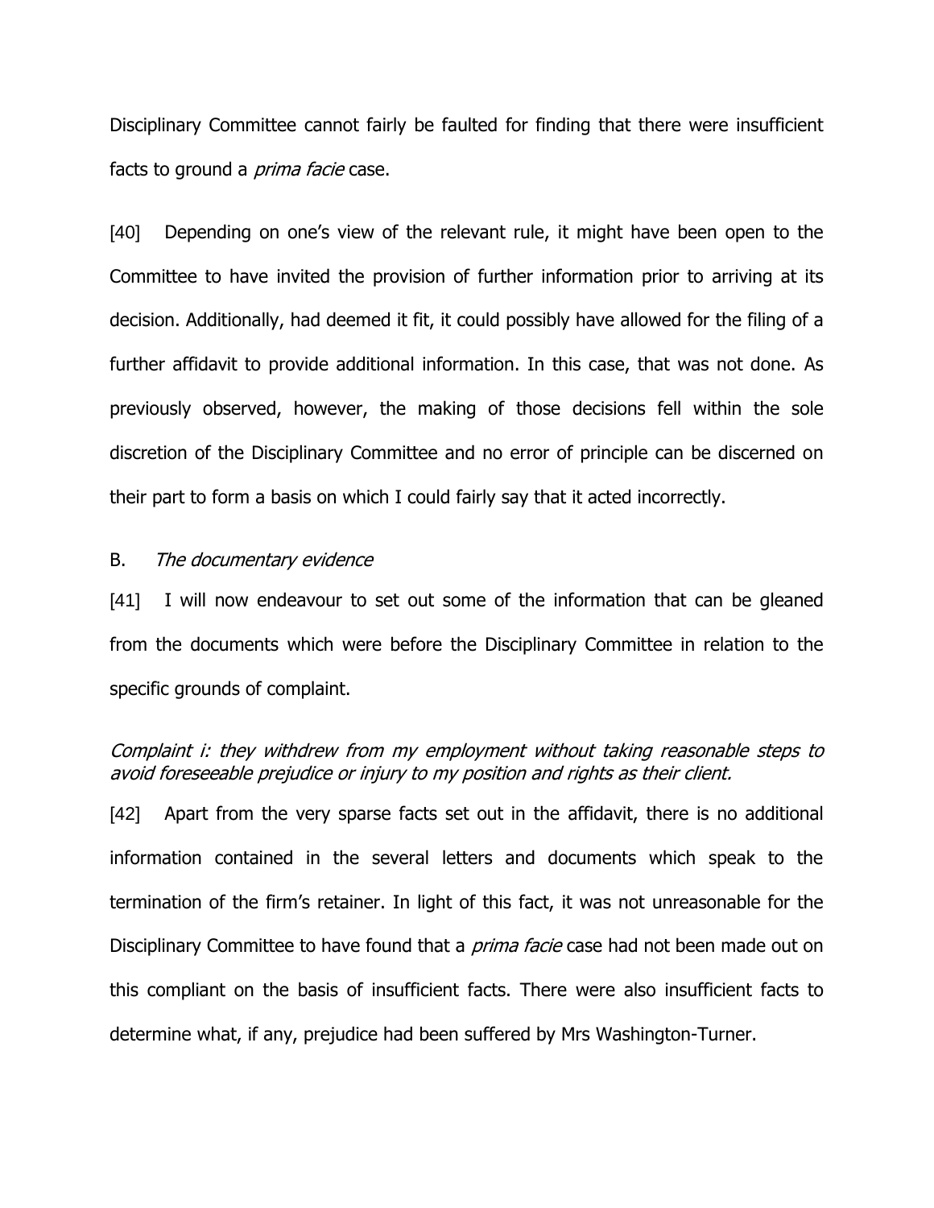Disciplinary Committee cannot fairly be faulted for finding that there were insufficient facts to ground a *prima facie* case.

[40] Depending on one's view of the relevant rule, it might have been open to the Committee to have invited the provision of further information prior to arriving at its decision. Additionally, had deemed it fit, it could possibly have allowed for the filing of a further affidavit to provide additional information. In this case, that was not done. As previously observed, however, the making of those decisions fell within the sole discretion of the Disciplinary Committee and no error of principle can be discerned on their part to form a basis on which I could fairly say that it acted incorrectly.

B. *The documentary evidence*

[41] I will now endeavour to set out some of the information that can be gleaned from the documents which were before the Disciplinary Committee in relation to the specific grounds of complaint.

*Complaint i: they withdrew from my employment without taking reasonable steps to avoid foreseeable prejudice or injury to my position and rights as their client.*

[42] Apart from the very sparse facts set out in the affidavit, there is no additional information contained in the several letters and documents which speak to the termination of the firm's retainer. In light of this fact, it was not unreasonable for the Disciplinary Committee to have found that a *prima facie* case had not been made out on this compliant on the basis of insufficient facts. There were also insufficient facts to determine what, if any, prejudice had been suffered by Mrs Washington-Turner.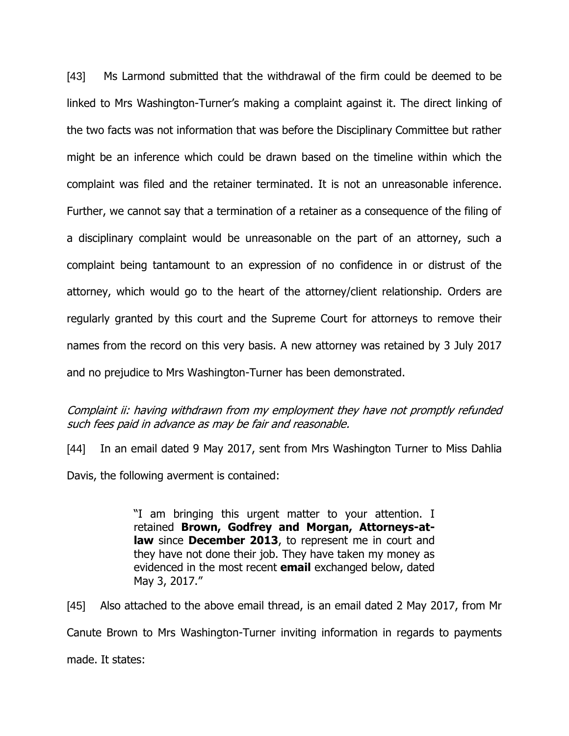[43] Ms Larmond submitted that the withdrawal of the firm could be deemed to be linked to Mrs Washington-Turner's making a complaint against it. The direct linking of the two facts was not information that was before the Disciplinary Committee but rather might be an inference which could be drawn based on the timeline within which the complaint was filed and the retainer terminated. It is not an unreasonable inference. Further, we cannot say that a termination of a retainer as a consequence of the filing of a disciplinary complaint would be unreasonable on the part of an attorney, such a complaint being tantamount to an expression of no confidence in or distrust of the attorney, which would go to the heart of the attorney/client relationship. Orders are regularly granted by this court and the Supreme Court for attorneys to remove their names from the record on this very basis. A new attorney was retained by 3 July 2017 and no prejudice to Mrs Washington-Turner has been demonstrated.

*Complaint ii: having withdrawn from my employment they have not promptly refunded such fees paid in advance as may be fair and reasonable.*

[44] In an email dated 9 May 2017, sent from Mrs Washington Turner to Miss Dahlia Davis, the following averment is contained:

> "I am bringing this urgent matter to your attention. I retained **Brown, Godfrey and Morgan, Attorneys-at-law** since **December 2013**, to represent me in court and they have not done their job. They have taken my money as evidenced in the most recent **email** exchanged below, dated May 3, 2017."

[45] Also attached to the above email thread, is an email dated 2 May 2017, from Mr Canute Brown to Mrs Washington-Turner inviting information in regards to payments made. It states: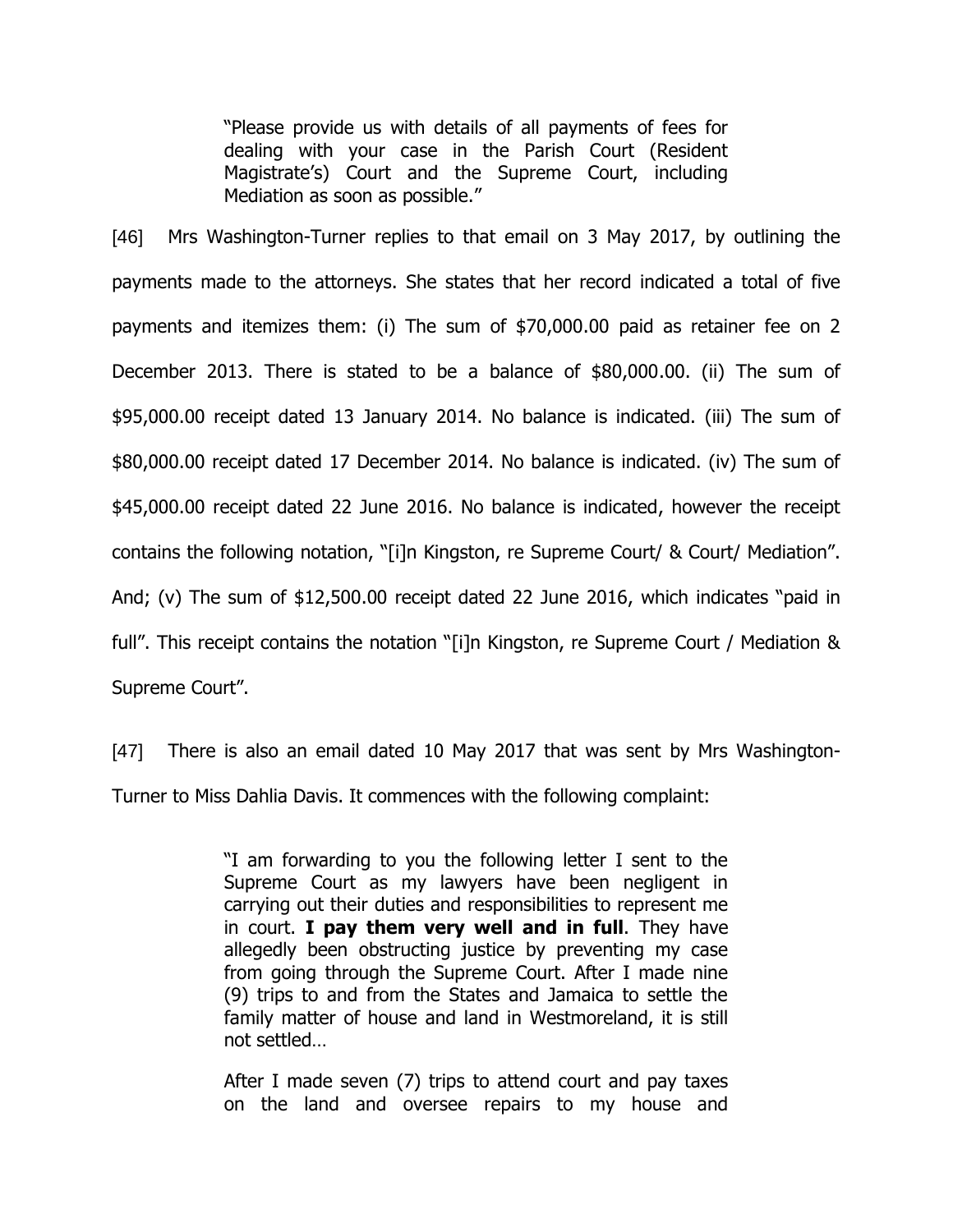> "Please provide us with details of all payments of fees for dealing with your case in the Parish Court (Resident Magistrate's) Court and the Supreme Court, including Mediation as soon as possible."

[46] Mrs Washington-Turner replies to that email on 3 May 2017, by outlining the payments made to the attorneys. She states that her record indicated a total of five payments and itemizes them: (i) The sum of $70,000.00 paid as retainer fee on 2 December 2013. There is stated to be a balance of $80,000.00. (ii) The sum of $95,000.00 receipt dated 13 January 2014. No balance is indicated. (iii) The sum of $80,000.00 receipt dated 17 December 2014. No balance is indicated. (iv) The sum of $45,000.00 receipt dated 22 June 2016. No balance is indicated, however the receipt contains the following notation, "[i]n Kingston, re Supreme Court/ & Court/ Mediation". And; (v) The sum of $12,500.00 receipt dated 22 June 2016, which indicates "paid in full". This receipt contains the notation "[i]n Kingston, re Supreme Court / Mediation & Supreme Court".

[47] There is also an email dated 10 May 2017 that was sent by Mrs Washington-Turner to Miss Dahlia Davis. It commences with the following complaint:

> "I am forwarding to you the following letter I sent to the Supreme Court as my lawyers have been negligent in carrying out their duties and responsibilities to represent me in court. **I pay them very well and in full**. They have allegedly been obstructing justice by preventing my case from going through the Supreme Court. After I made nine (9) trips to and from the States and Jamaica to settle the family matter of house and land in Westmoreland, it is still not settled…
>
> After I made seven (7) trips to attend court and pay taxes on the land and oversee repairs to my house and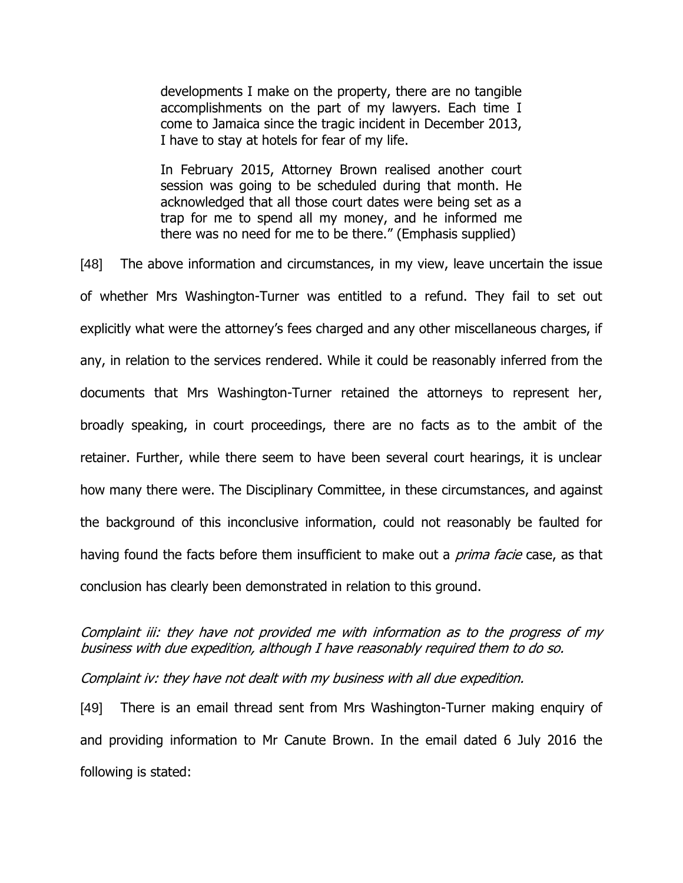> developments I make on the property, there are no tangible accomplishments on the part of my lawyers. Each time I come to Jamaica since the tragic incident in December 2013, I have to stay at hotels for fear of my life.
>
> In February 2015, Attorney Brown realised another court session was going to be scheduled during that month. He acknowledged that all those court dates were being set as a trap for me to spend all my money, and he informed me there was no need for me to be there." (Emphasis supplied)

[48] The above information and circumstances, in my view, leave uncertain the issue of whether Mrs Washington-Turner was entitled to a refund. They fail to set out explicitly what were the attorney's fees charged and any other miscellaneous charges, if any, in relation to the services rendered. While it could be reasonably inferred from the documents that Mrs Washington-Turner retained the attorneys to represent her, broadly speaking, in court proceedings, there are no facts as to the ambit of the retainer. Further, while there seem to have been several court hearings, it is unclear how many there were. The Disciplinary Committee, in these circumstances, and against the background of this inconclusive information, could not reasonably be faulted for having found the facts before them insufficient to make out a *prima facie* case, as that conclusion has clearly been demonstrated in relation to this ground.

*Complaint iii: they have not provided me with information as to the progress of my business with due expedition, although I have reasonably required them to do so.*

*Complaint iv: they have not dealt with my business with all due expedition.*

[49] There is an email thread sent from Mrs Washington-Turner making enquiry of and providing information to Mr Canute Brown. In the email dated 6 July 2016 the following is stated: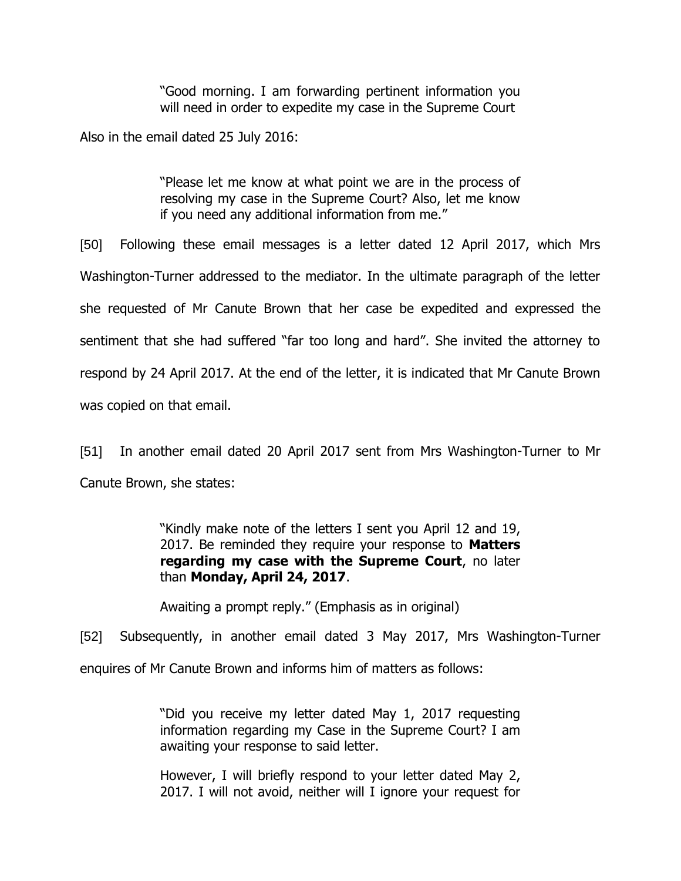> "Good morning. I am forwarding pertinent information you will need in order to expedite my case in the Supreme Court

Also in the email dated 25 July 2016:

> "Please let me know at what point we are in the process of resolving my case in the Supreme Court? Also, let me know if you need any additional information from me."

[50] Following these email messages is a letter dated 12 April 2017, which Mrs Washington-Turner addressed to the mediator. In the ultimate paragraph of the letter she requested of Mr Canute Brown that her case be expedited and expressed the sentiment that she had suffered "far too long and hard". She invited the attorney to respond by 24 April 2017. At the end of the letter, it is indicated that Mr Canute Brown was copied on that email.

[51] In another email dated 20 April 2017 sent from Mrs Washington-Turner to Mr Canute Brown, she states:

> "Kindly make note of the letters I sent you April 12 and 19, 2017. Be reminded they require your response to **Matters regarding my case with the Supreme Court**, no later than **Monday, April 24, 2017**.
>
> Awaiting a prompt reply." (Emphasis as in original)

[52] Subsequently, in another email dated 3 May 2017, Mrs Washington-Turner enquires of Mr Canute Brown and informs him of matters as follows:

> "Did you receive my letter dated May 1, 2017 requesting information regarding my Case in the Supreme Court? I am awaiting your response to said letter.
>
> However, I will briefly respond to your letter dated May 2, 2017. I will not avoid, neither will I ignore your request for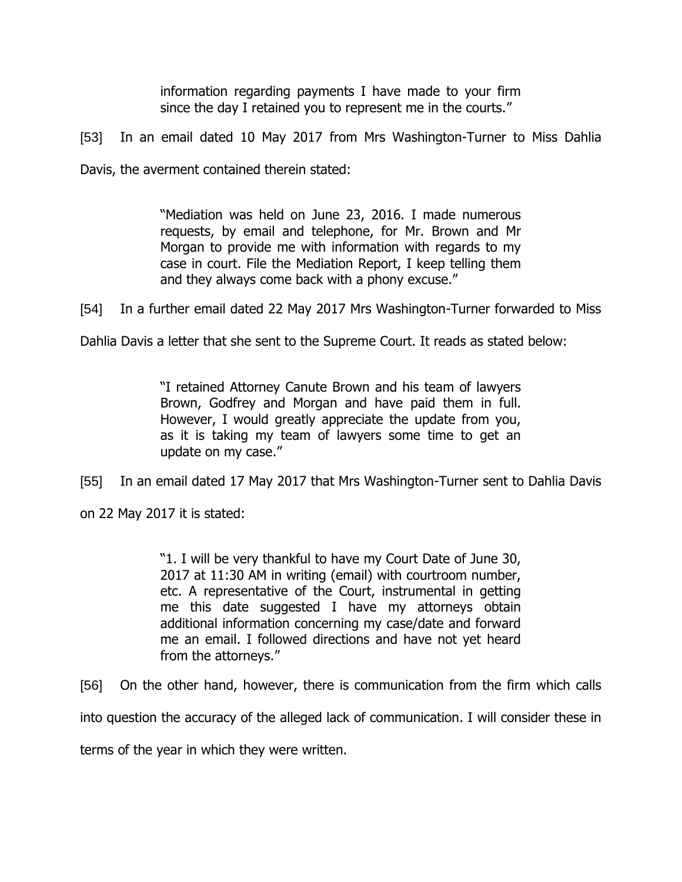> information regarding payments I have made to your firm since the day I retained you to represent me in the courts."

[53] In an email dated 10 May 2017 from Mrs Washington-Turner to Miss Dahlia Davis, the averment contained therein stated:

> "Mediation was held on June 23, 2016. I made numerous requests, by email and telephone, for Mr. Brown and Mr Morgan to provide me with information with regards to my case in court. File the Mediation Report, I keep telling them and they always come back with a phony excuse."

[54] In a further email dated 22 May 2017 Mrs Washington-Turner forwarded to Miss Dahlia Davis a letter that she sent to the Supreme Court. It reads as stated below:

> "I retained Attorney Canute Brown and his team of lawyers Brown, Godfrey and Morgan and have paid them in full. However, I would greatly appreciate the update from you, as it is taking my team of lawyers some time to get an update on my case."

[55] In an email dated 17 May 2017 that Mrs Washington-Turner sent to Dahlia Davis on 22 May 2017 it is stated:

> "1. I will be very thankful to have my Court Date of June 30, 2017 at 11:30 AM in writing (email) with courtroom number, etc. A representative of the Court, instrumental in getting me this date suggested I have my attorneys obtain additional information concerning my case/date and forward me an email. I followed directions and have not yet heard from the attorneys."

[56] On the other hand, however, there is communication from the firm which calls into question the accuracy of the alleged lack of communication. I will consider these in terms of the year in which they were written.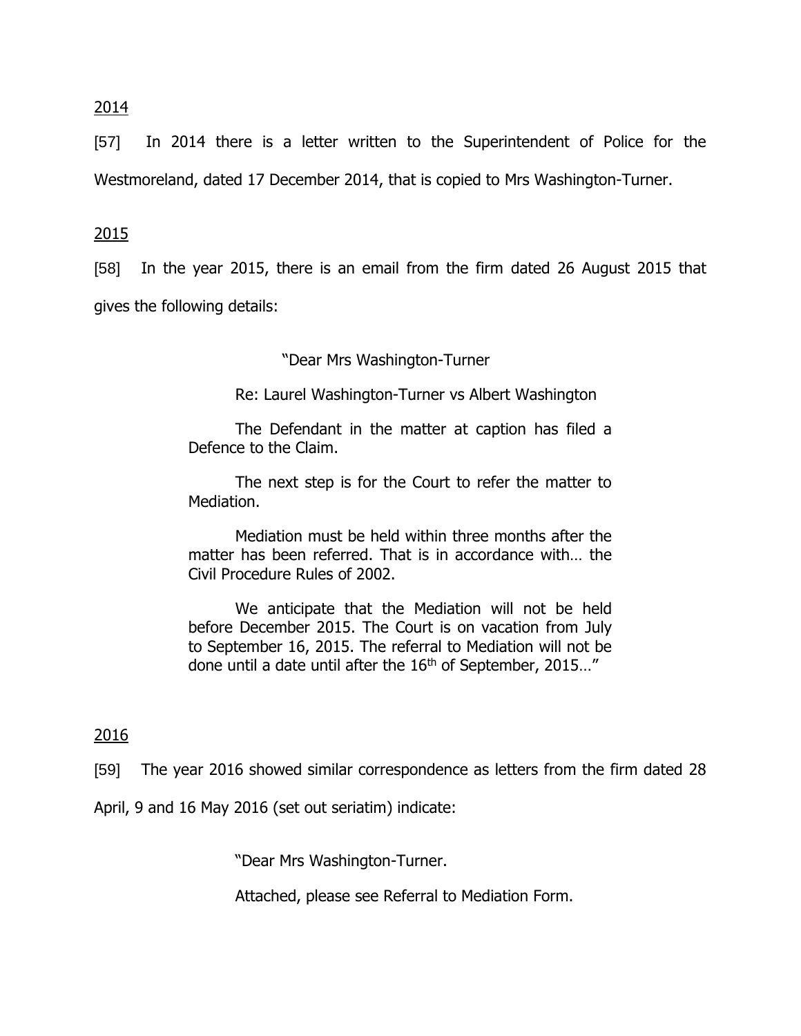2014

[57] In 2014 there is a letter written to the Superintendent of Police for the Westmoreland, dated 17 December 2014, that is copied to Mrs Washington-Turner.

2015

[58] In the year 2015, there is an email from the firm dated 26 August 2015 that gives the following details:

> "Dear Mrs Washington-Turner
>
> Re: Laurel Washington-Turner vs Albert Washington
>
> The Defendant in the matter at caption has filed a Defence to the Claim.
>
> The next step is for the Court to refer the matter to Mediation.
>
> Mediation must be held within three months after the matter has been referred. That is in accordance with… the Civil Procedure Rules of 2002.
>
> We anticipate that the Mediation will not be held before December 2015. The Court is on vacation from July to September 16, 2015. The referral to Mediation will not be done until a date until after the 16th of September, 2015…"

2016

[59] The year 2016 showed similar correspondence as letters from the firm dated 28 April, 9 and 16 May 2016 (set out seriatim) indicate:

> "Dear Mrs Washington-Turner.
>
> Attached, please see Referral to Mediation Form.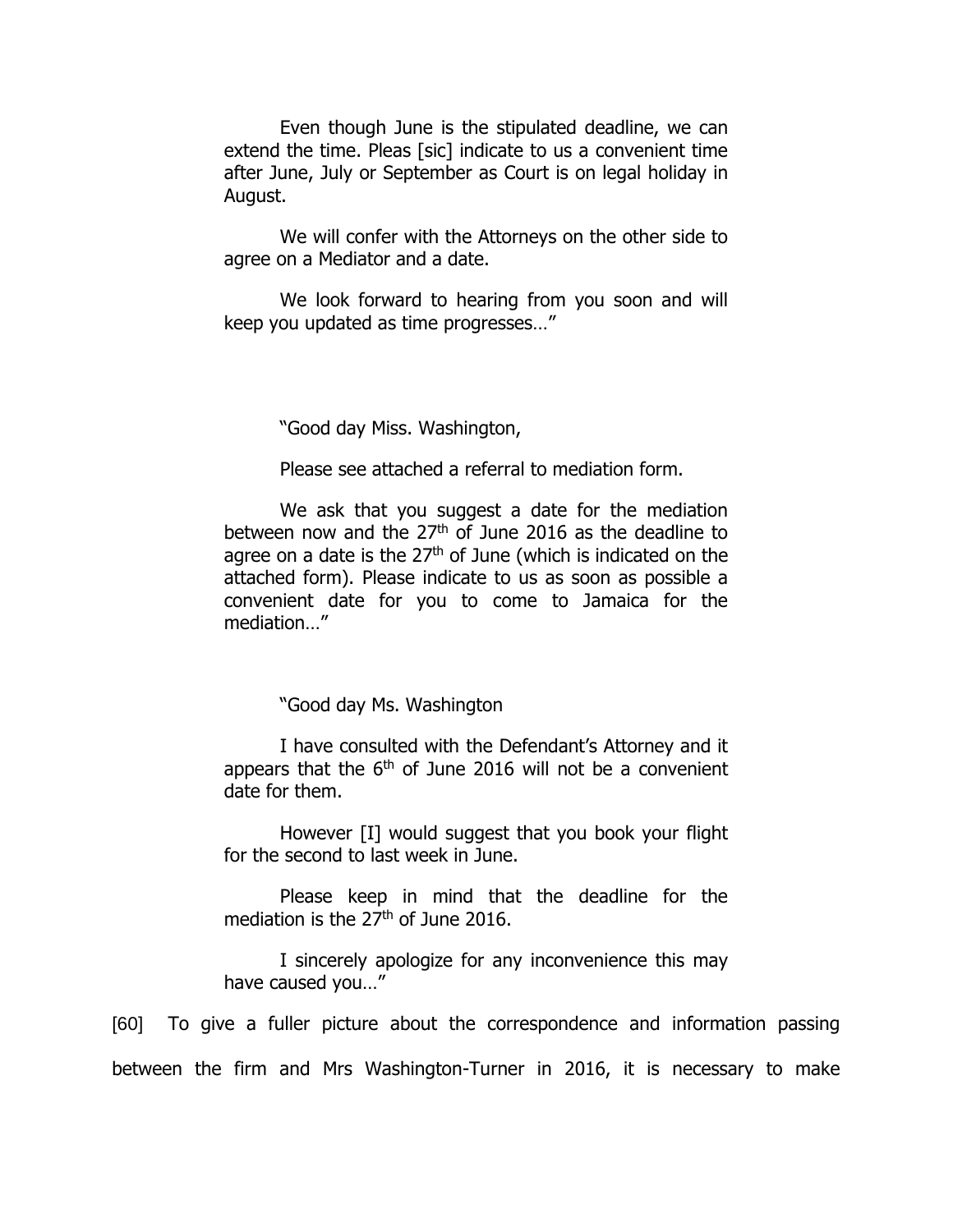Even though June is the stipulated deadline, we can extend the time. Pleas [sic] indicate to us a convenient time after June, July or September as Court is on legal holiday in August.

We will confer with the Attorneys on the other side to agree on a Mediator and a date.

We look forward to hearing from you soon and will keep you updated as time progresses…"

"Good day Miss. Washington,

Please see attached a referral to mediation form.

We ask that you suggest a date for the mediation between now and the 27th of June 2016 as the deadline to agree on a date is the 27th of June (which is indicated on the attached form). Please indicate to us as soon as possible a convenient date for you to come to Jamaica for the mediation…"

"Good day Ms. Washington

I have consulted with the Defendant's Attorney and it appears that the 6th of June 2016 will not be a convenient date for them.

However [I] would suggest that you book your flight for the second to last week in June.

Please keep in mind that the deadline for the mediation is the 27th of June 2016.

I sincerely apologize for any inconvenience this may have caused you…"

[60] To give a fuller picture about the correspondence and information passing between the firm and Mrs Washington-Turner in 2016, it is necessary to make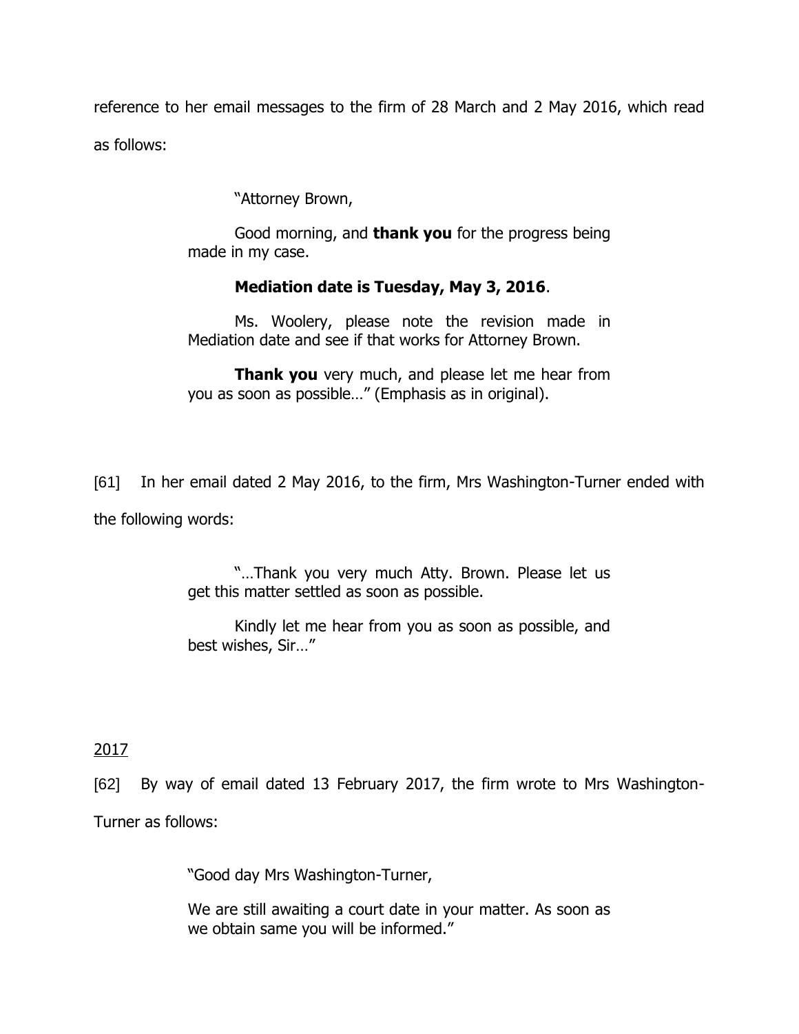reference to her email messages to the firm of 28 March and 2 May 2016, which read as follows:

> "Attorney Brown,
>
> Good morning, and **thank you** for the progress being made in my case.
>
> **Mediation date is Tuesday, May 3, 2016**.
>
> Ms. Woolery, please note the revision made in Mediation date and see if that works for Attorney Brown.
>
> **Thank you** very much, and please let me hear from you as soon as possible…" (Emphasis as in original).

[61] In her email dated 2 May 2016, to the firm, Mrs Washington-Turner ended with the following words:

> "…Thank you very much Atty. Brown. Please let us get this matter settled as soon as possible.
>
> Kindly let me hear from you as soon as possible, and best wishes, Sir…"

<u>2017</u>

[62] By way of email dated 13 February 2017, the firm wrote to Mrs Washington-Turner as follows:

> "Good day Mrs Washington-Turner,
>
> We are still awaiting a court date in your matter. As soon as we obtain same you will be informed."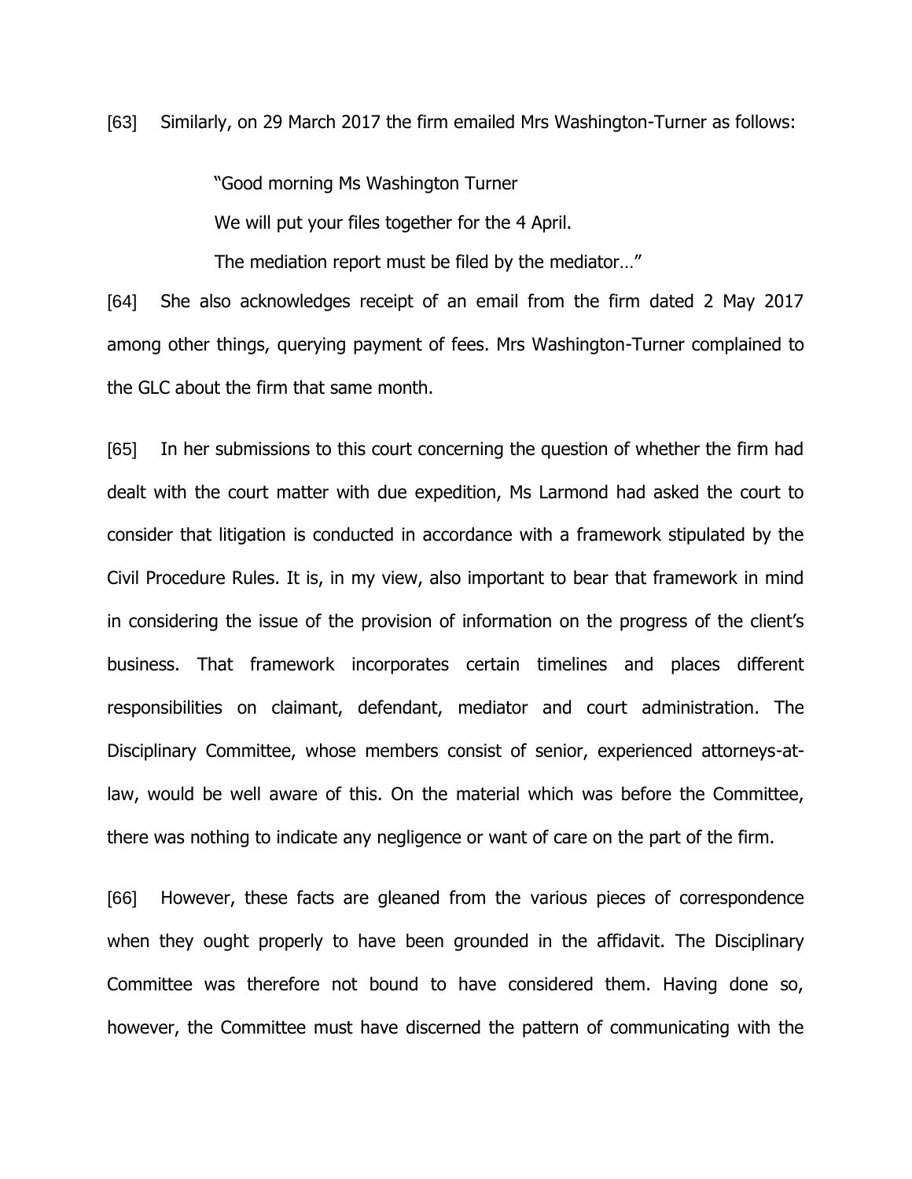[63] Similarly, on 29 March 2017 the firm emailed Mrs Washington-Turner as follows:

> "Good morning Ms Washington Turner
>
> We will put your files together for the 4 April.
>
> The mediation report must be filed by the mediator…"

[64] She also acknowledges receipt of an email from the firm dated 2 May 2017 among other things, querying payment of fees. Mrs Washington-Turner complained to the GLC about the firm that same month.

[65] In her submissions to this court concerning the question of whether the firm had dealt with the court matter with due expedition, Ms Larmond had asked the court to consider that litigation is conducted in accordance with a framework stipulated by the Civil Procedure Rules. It is, in my view, also important to bear that framework in mind in considering the issue of the provision of information on the progress of the client's business. That framework incorporates certain timelines and places different responsibilities on claimant, defendant, mediator and court administration. The Disciplinary Committee, whose members consist of senior, experienced attorneys-at-law, would be well aware of this. On the material which was before the Committee, there was nothing to indicate any negligence or want of care on the part of the firm.

[66] However, these facts are gleaned from the various pieces of correspondence when they ought properly to have been grounded in the affidavit. The Disciplinary Committee was therefore not bound to have considered them. Having done so, however, the Committee must have discerned the pattern of communicating with the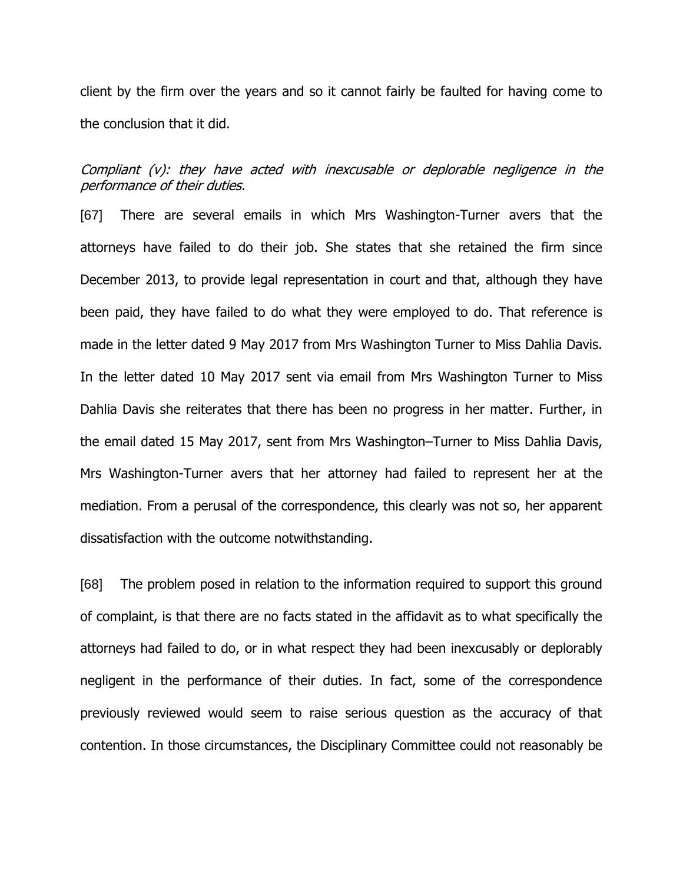client by the firm over the years and so it cannot fairly be faulted for having come to the conclusion that it did.

*Compliant (v): they have acted with inexcusable or deplorable negligence in the performance of their duties.*

[67] There are several emails in which Mrs Washington-Turner avers that the attorneys have failed to do their job. She states that she retained the firm since December 2013, to provide legal representation in court and that, although they have been paid, they have failed to do what they were employed to do. That reference is made in the letter dated 9 May 2017 from Mrs Washington Turner to Miss Dahlia Davis. In the letter dated 10 May 2017 sent via email from Mrs Washington Turner to Miss Dahlia Davis she reiterates that there has been no progress in her matter. Further, in the email dated 15 May 2017, sent from Mrs Washington–Turner to Miss Dahlia Davis, Mrs Washington-Turner avers that her attorney had failed to represent her at the mediation. From a perusal of the correspondence, this clearly was not so, her apparent dissatisfaction with the outcome notwithstanding.

[68] The problem posed in relation to the information required to support this ground of complaint, is that there are no facts stated in the affidavit as to what specifically the attorneys had failed to do, or in what respect they had been inexcusably or deplorably negligent in the performance of their duties. In fact, some of the correspondence previously reviewed would seem to raise serious question as the accuracy of that contention. In those circumstances, the Disciplinary Committee could not reasonably be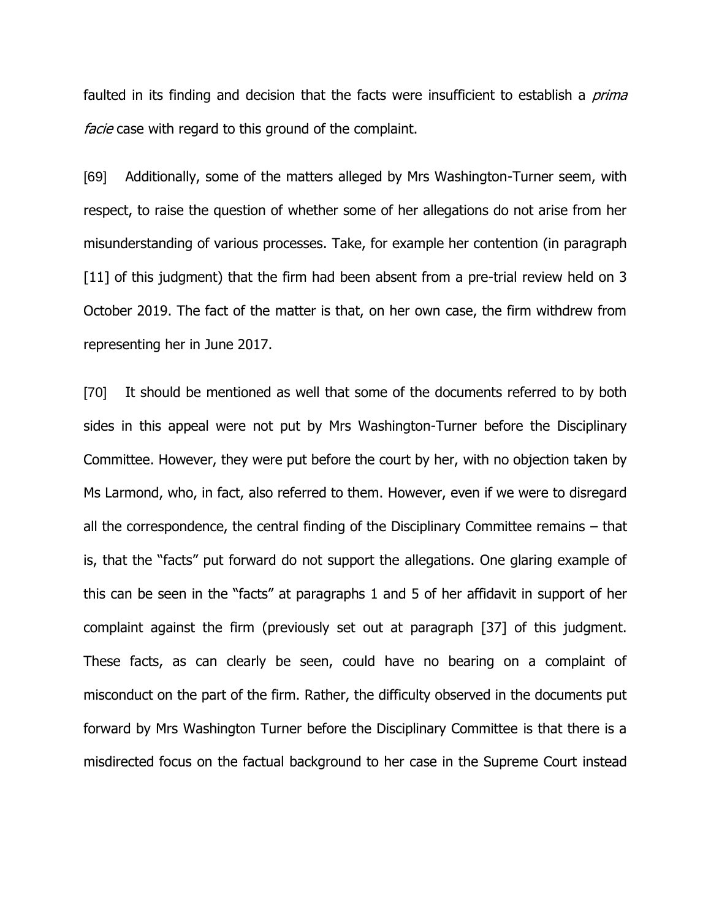faulted in its finding and decision that the facts were insufficient to establish a *prima facie* case with regard to this ground of the complaint.

[69] Additionally, some of the matters alleged by Mrs Washington-Turner seem, with respect, to raise the question of whether some of her allegations do not arise from her misunderstanding of various processes. Take, for example her contention (in paragraph [11] of this judgment) that the firm had been absent from a pre-trial review held on 3 October 2019. The fact of the matter is that, on her own case, the firm withdrew from representing her in June 2017.

[70] It should be mentioned as well that some of the documents referred to by both sides in this appeal were not put by Mrs Washington-Turner before the Disciplinary Committee. However, they were put before the court by her, with no objection taken by Ms Larmond, who, in fact, also referred to them. However, even if we were to disregard all the correspondence, the central finding of the Disciplinary Committee remains – that is, that the "facts" put forward do not support the allegations. One glaring example of this can be seen in the "facts" at paragraphs 1 and 5 of her affidavit in support of her complaint against the firm (previously set out at paragraph [37] of this judgment. These facts, as can clearly be seen, could have no bearing on a complaint of misconduct on the part of the firm. Rather, the difficulty observed in the documents put forward by Mrs Washington Turner before the Disciplinary Committee is that there is a misdirected focus on the factual background to her case in the Supreme Court instead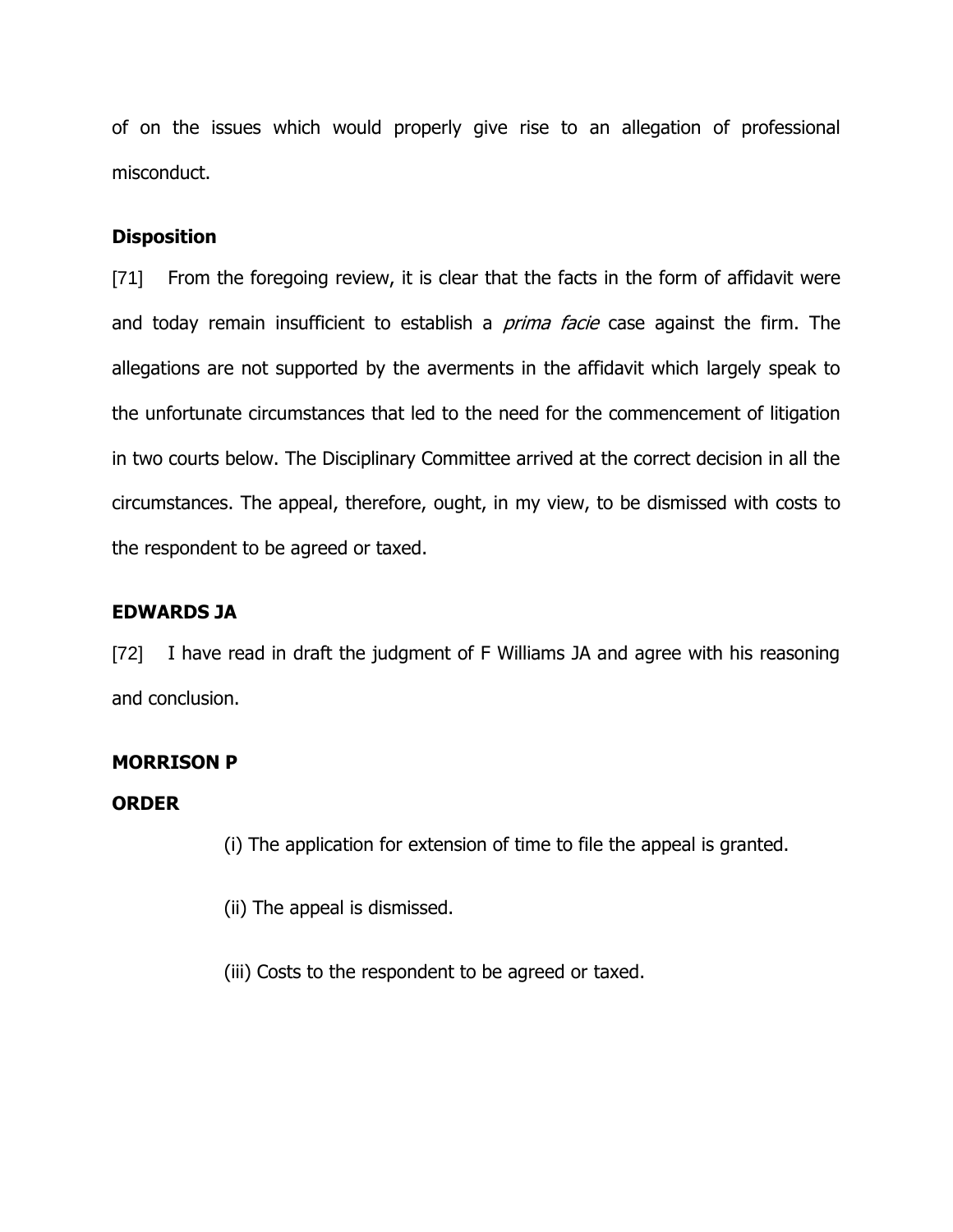of on the issues which would properly give rise to an allegation of professional misconduct.

**Disposition**

[71] From the foregoing review, it is clear that the facts in the form of affidavit were and today remain insufficient to establish a *prima facie* case against the firm. The allegations are not supported by the averments in the affidavit which largely speak to the unfortunate circumstances that led to the need for the commencement of litigation in two courts below. The Disciplinary Committee arrived at the correct decision in all the circumstances. The appeal, therefore, ought, in my view, to be dismissed with costs to the respondent to be agreed or taxed.

**EDWARDS JA**

[72] I have read in draft the judgment of F Williams JA and agree with his reasoning and conclusion.

**MORRISON P**

**ORDER**

(i) The application for extension of time to file the appeal is granted.

(ii) The appeal is dismissed.

(iii) Costs to the respondent to be agreed or taxed.